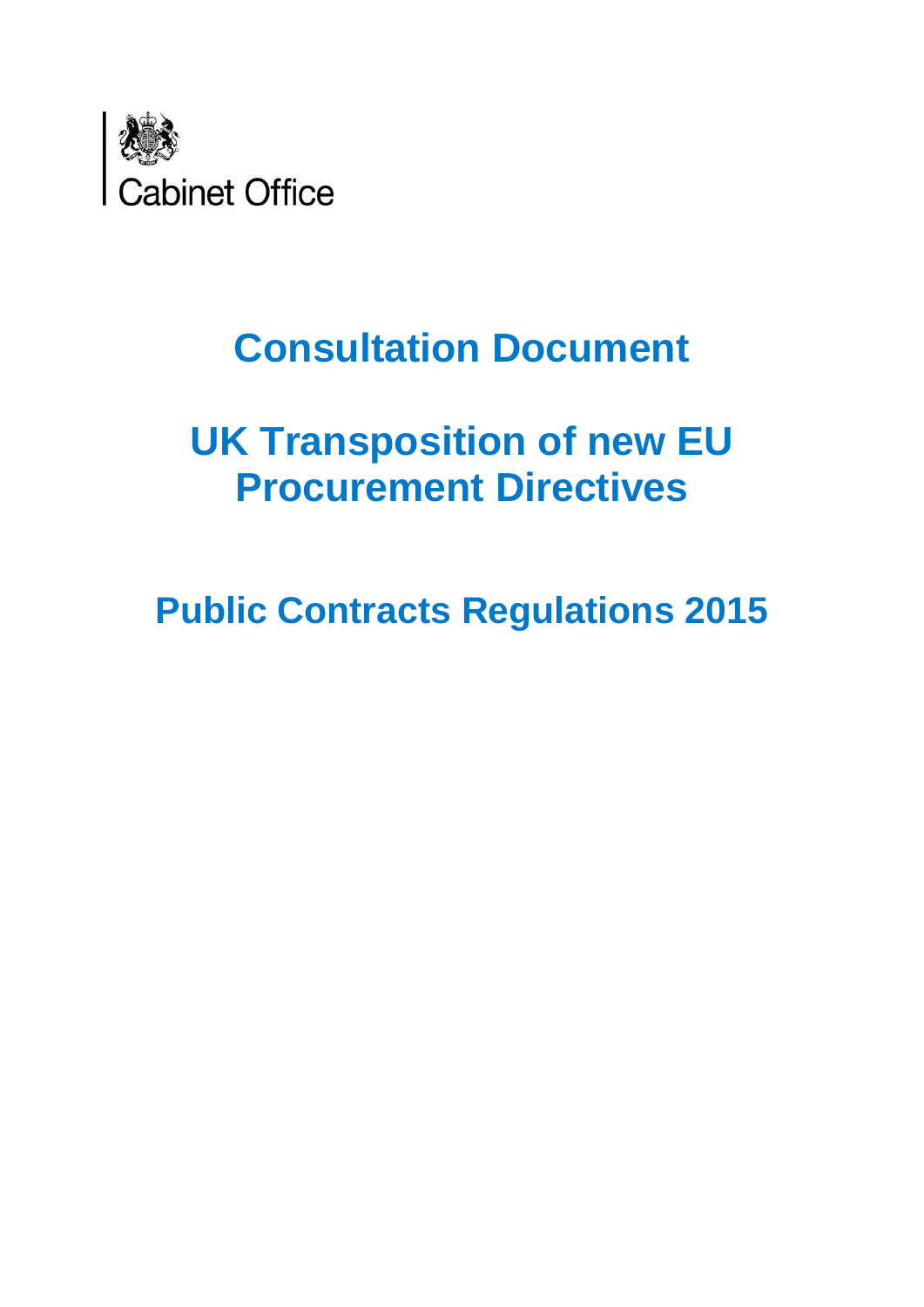Cabinet Office

# Consultation Document

# UK Transposition of new EU Procurement Directives

## Public Contracts Regulations 2015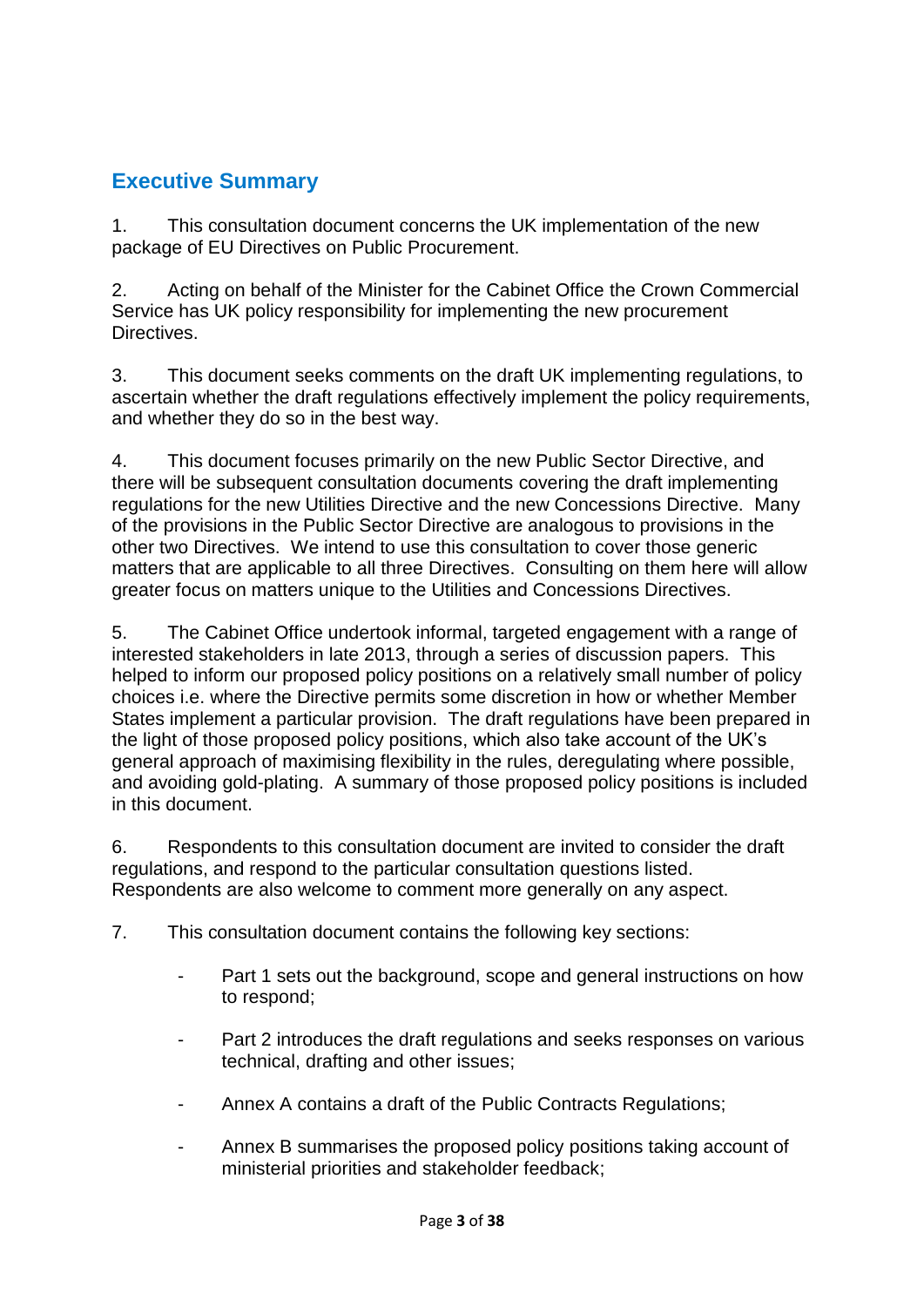## Executive Summary

1. This consultation document concerns the UK implementation of the new package of EU Directives on Public Procurement.

2. Acting on behalf of the Minister for the Cabinet Office the Crown Commercial Service has UK policy responsibility for implementing the new procurement Directives.

3. This document seeks comments on the draft UK implementing regulations, to ascertain whether the draft regulations effectively implement the policy requirements, and whether they do so in the best way.

4. This document focuses primarily on the new Public Sector Directive, and there will be subsequent consultation documents covering the draft implementing regulations for the new Utilities Directive and the new Concessions Directive. Many of the provisions in the Public Sector Directive are analogous to provisions in the other two Directives. We intend to use this consultation to cover those generic matters that are applicable to all three Directives. Consulting on them here will allow greater focus on matters unique to the Utilities and Concessions Directives.

5. The Cabinet Office undertook informal, targeted engagement with a range of interested stakeholders in late 2013, through a series of discussion papers. This helped to inform our proposed policy positions on a relatively small number of policy choices i.e. where the Directive permits some discretion in how or whether Member States implement a particular provision. The draft regulations have been prepared in the light of those proposed policy positions, which also take account of the UK's general approach of maximising flexibility in the rules, deregulating where possible, and avoiding gold-plating. A summary of those proposed policy positions is included in this document.

6. Respondents to this consultation document are invited to consider the draft regulations, and respond to the particular consultation questions listed. Respondents are also welcome to comment more generally on any aspect.

7. This consultation document contains the following key sections:

- Part 1 sets out the background, scope and general instructions on how to respond;
- Part 2 introduces the draft regulations and seeks responses on various technical, drafting and other issues;
- Annex A contains a draft of the Public Contracts Regulations;
- Annex B summarises the proposed policy positions taking account of ministerial priorities and stakeholder feedback;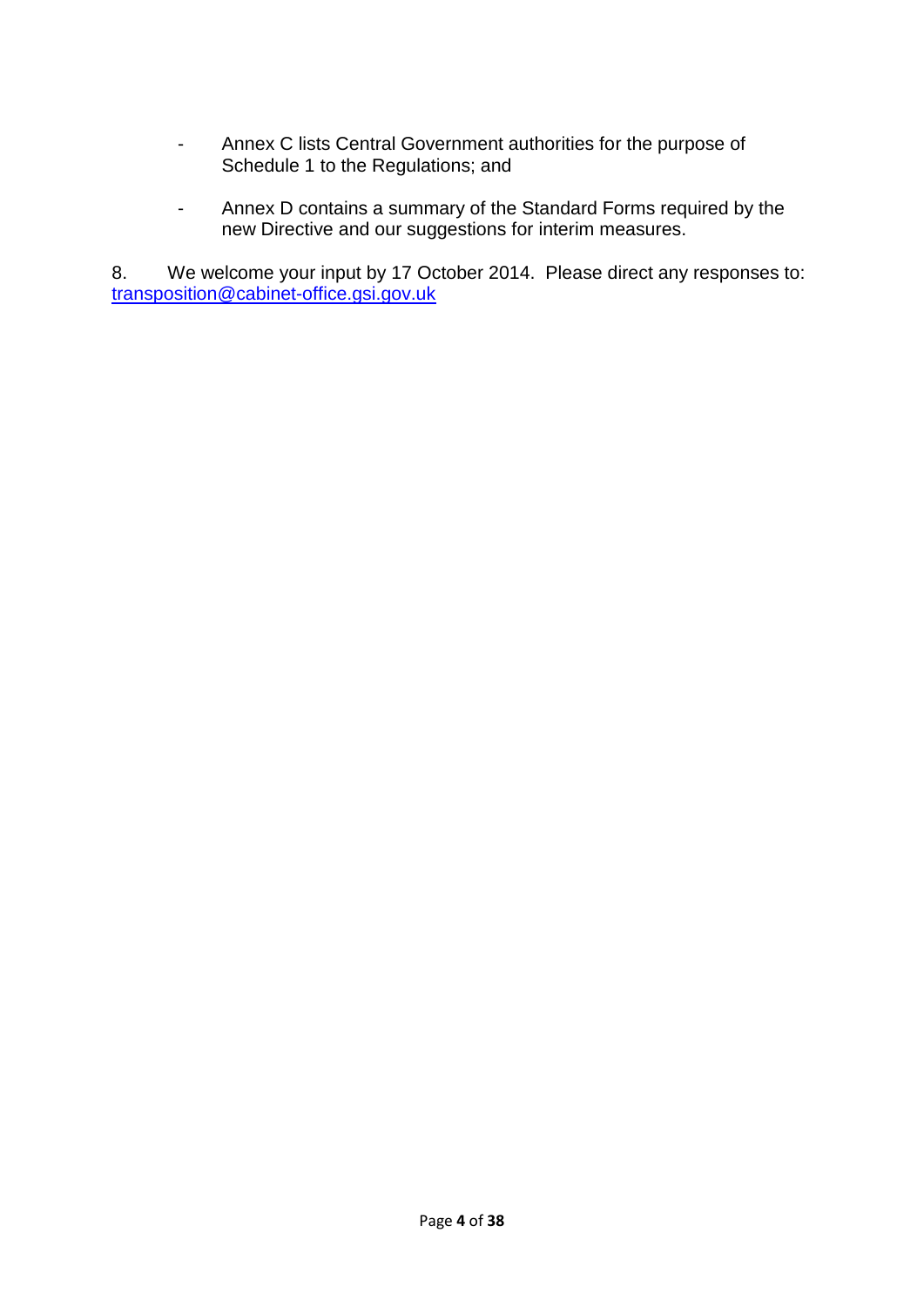- Annex C lists Central Government authorities for the purpose of Schedule 1 to the Regulations; and

- Annex D contains a summary of the Standard Forms required by the new Directive and our suggestions for interim measures.

8. We welcome your input by 17 October 2014. Please direct any responses to: transposition@cabinet-office.gsi.gov.uk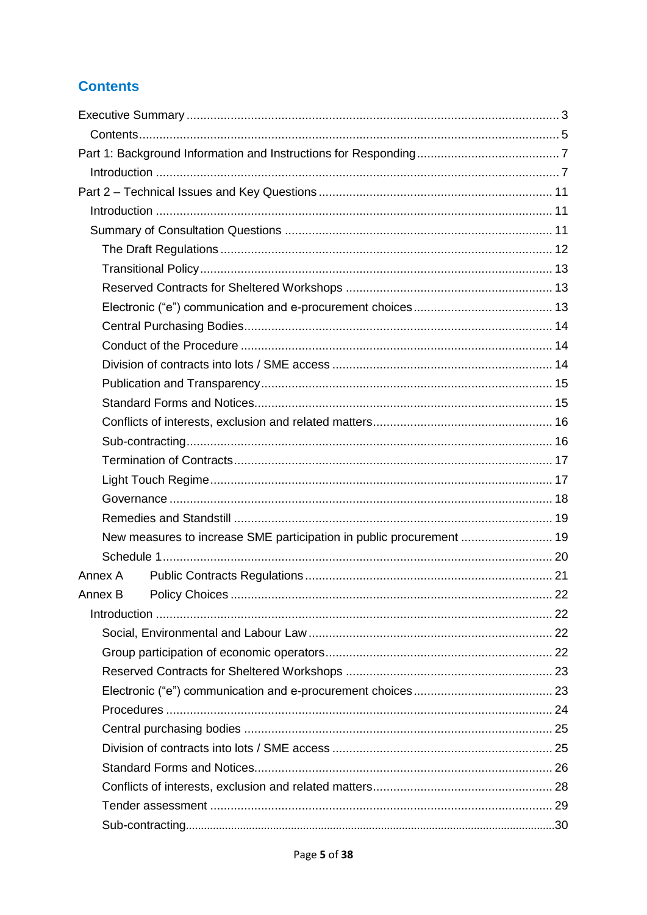## Contents

Executive Summary .......... 3

- Contents .......... 5

Part 1: Background Information and Instructions for Responding .......... 7

- Introduction .......... 7

Part 2 – Technical Issues and Key Questions .......... 11

- Introduction .......... 11
- Summary of Consultation Questions .......... 11
  - The Draft Regulations .......... 12
  - Transitional Policy .......... 13
  - Reserved Contracts for Sheltered Workshops .......... 13
  - Electronic (“e”) communication and e-procurement choices .......... 13
  - Central Purchasing Bodies .......... 14
  - Conduct of the Procedure .......... 14
  - Division of contracts into lots / SME access .......... 14
  - Publication and Transparency .......... 15
  - Standard Forms and Notices .......... 15
  - Conflicts of interests, exclusion and related matters .......... 16
  - Sub-contracting .......... 16
  - Termination of Contracts .......... 17
  - Light Touch Regime .......... 17
  - Governance .......... 18
  - Remedies and Standstill .......... 19
  - New measures to increase SME participation in public procurement .......... 19
  - Schedule 1 .......... 20

Annex A Public Contracts Regulations .......... 21

Annex B Policy Choices .......... 22

- Introduction .......... 22
  - Social, Environmental and Labour Law .......... 22
  - Group participation of economic operators .......... 22
  - Reserved Contracts for Sheltered Workshops .......... 23
  - Electronic (“e”) communication and e-procurement choices .......... 23
  - Procedures .......... 24
  - Central purchasing bodies .......... 25
  - Division of contracts into lots / SME access .......... 25
  - Standard Forms and Notices .......... 26
  - Conflicts of interests, exclusion and related matters .......... 28
  - Tender assessment .......... 29
  - Sub-contracting .......... 30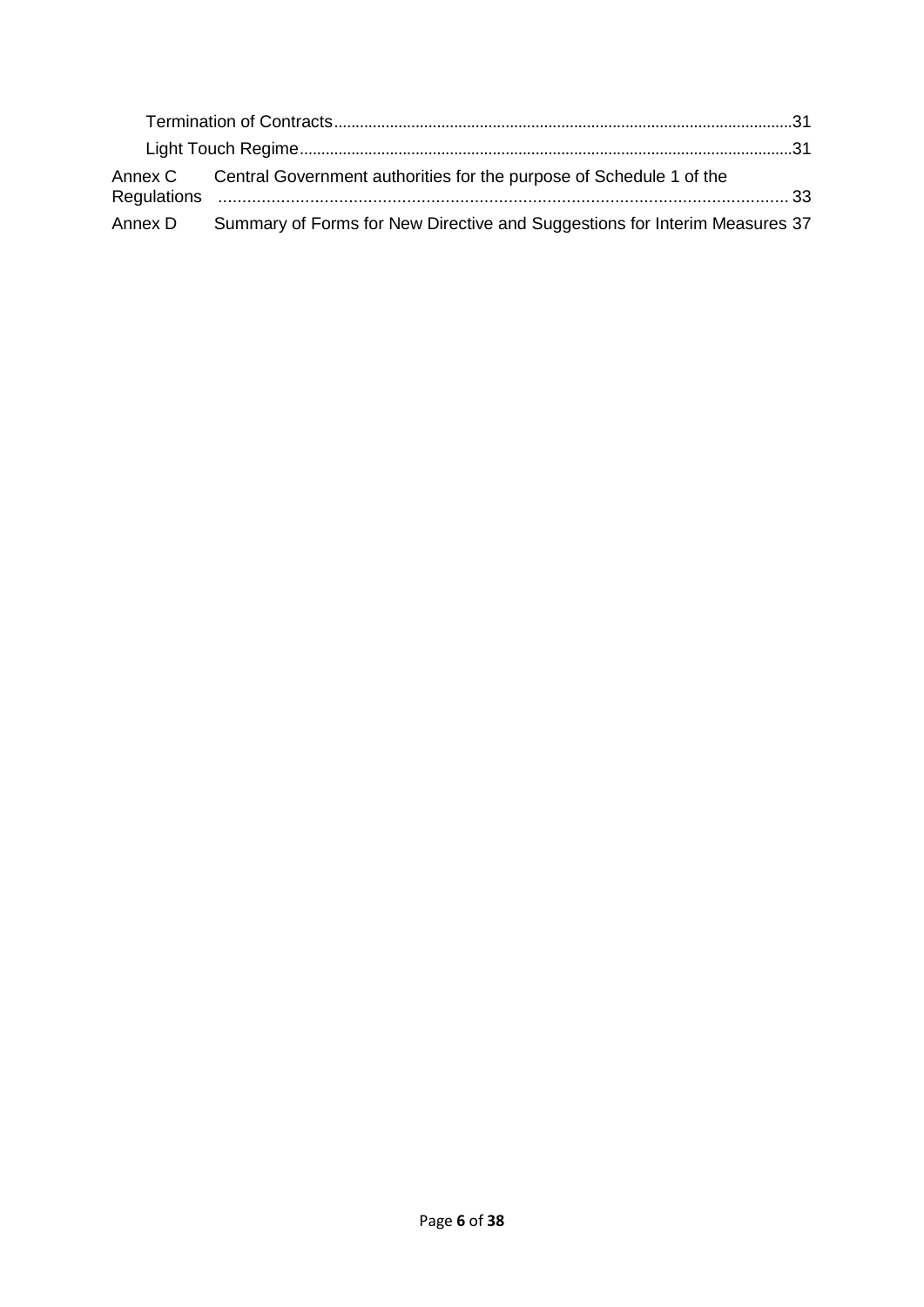Termination of Contracts.........................................................................................................31

Light Touch Regime.................................................................................................................31

Annex C Central Government authorities for the purpose of Schedule 1 of the Regulations ........................................................................................................................ 33

Annex D Summary of Forms for New Directive and Suggestions for Interim Measures 37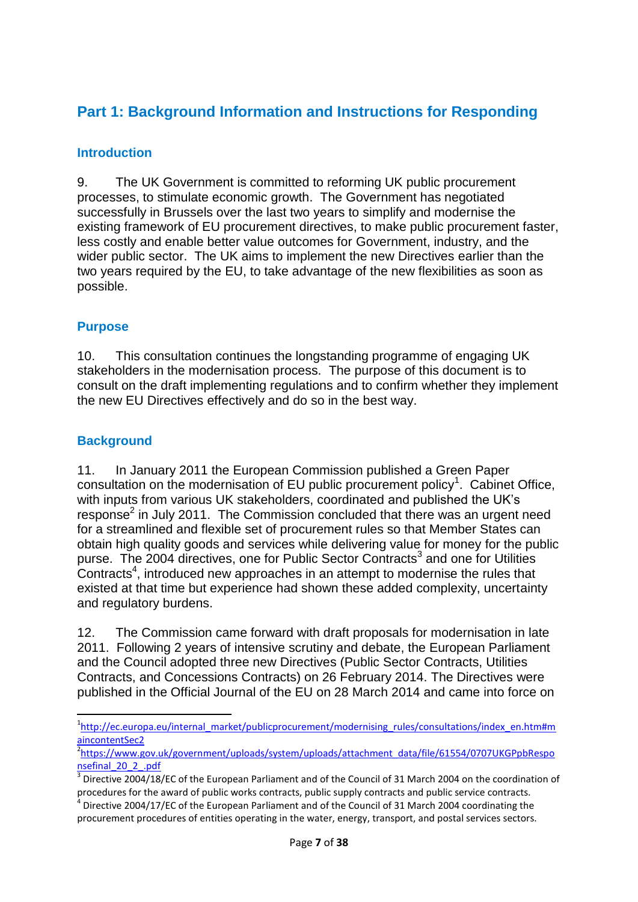## Part 1: Background Information and Instructions for Responding

### Introduction

9. The UK Government is committed to reforming UK public procurement processes, to stimulate economic growth. The Government has negotiated successfully in Brussels over the last two years to simplify and modernise the existing framework of EU procurement directives, to make public procurement faster, less costly and enable better value outcomes for Government, industry, and the wider public sector. The UK aims to implement the new Directives earlier than the two years required by the EU, to take advantage of the new flexibilities as soon as possible.

### Purpose

10. This consultation continues the longstanding programme of engaging UK stakeholders in the modernisation process. The purpose of this document is to consult on the draft implementing regulations and to confirm whether they implement the new EU Directives effectively and do so in the best way.

### Background

11. In January 2011 the European Commission published a Green Paper consultation on the modernisation of EU public procurement policy[1]. Cabinet Office, with inputs from various UK stakeholders, coordinated and published the UK's response[2] in July 2011. The Commission concluded that there was an urgent need for a streamlined and flexible set of procurement rules so that Member States can obtain high quality goods and services while delivering value for money for the public purse. The 2004 directives, one for Public Sector Contracts[3] and one for Utilities Contracts[4], introduced new approaches in an attempt to modernise the rules that existed at that time but experience had shown these added complexity, uncertainty and regulatory burdens.

12. The Commission came forward with draft proposals for modernisation in late 2011. Following 2 years of intensive scrutiny and debate, the European Parliament and the Council adopted three new Directives (Public Sector Contracts, Utilities Contracts, and Concessions Contracts) on 26 February 2014. The Directives were published in the Official Journal of the EU on 28 March 2014 and came into force on

---

[1] http://ec.europa.eu/internal_market/publicprocurement/modernising_rules/consultations/index_en.htm#maincontentSec2

[2] https://www.gov.uk/government/uploads/system/uploads/attachment_data/file/61554/0707UKGPpbResponsefinal_20_2_.pdf

[3] Directive 2004/18/EC of the European Parliament and of the Council of 31 March 2004 on the coordination of procedures for the award of public works contracts, public supply contracts and public service contracts.

[4] Directive 2004/17/EC of the European Parliament and of the Council of 31 March 2004 coordinating the procurement procedures of entities operating in the water, energy, transport, and postal services sectors.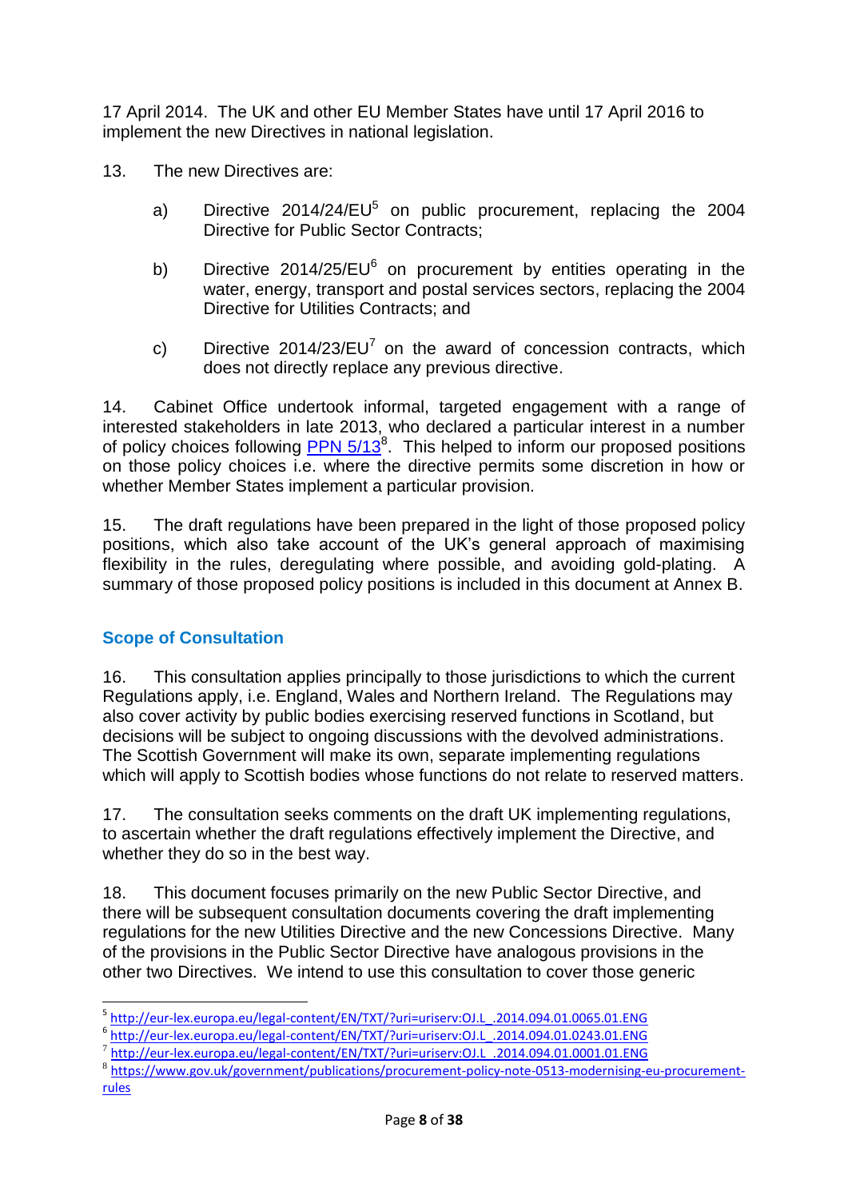17 April 2014. The UK and other EU Member States have until 17 April 2016 to implement the new Directives in national legislation.

13. The new Directives are:

   a) Directive 2014/24/EU[5] on public procurement, replacing the 2004 Directive for Public Sector Contracts;

   b) Directive 2014/25/EU[6] on procurement by entities operating in the water, energy, transport and postal services sectors, replacing the 2004 Directive for Utilities Contracts; and

   c) Directive 2014/23/EU[7] on the award of concession contracts, which does not directly replace any previous directive.

14. Cabinet Office undertook informal, targeted engagement with a range of interested stakeholders in late 2013, who declared a particular interest in a number of policy choices following [PPN 5/13](https://www.gov.uk/government/publications/procurement-policy-note-0513-modernising-eu-procurement-rules)[8]. This helped to inform our proposed positions on those policy choices i.e. where the directive permits some discretion in how or whether Member States implement a particular provision.

15. The draft regulations have been prepared in the light of those proposed policy positions, which also take account of the UK's general approach of maximising flexibility in the rules, deregulating where possible, and avoiding gold-plating. A summary of those proposed policy positions is included in this document at Annex B.

## Scope of Consultation

16. This consultation applies principally to those jurisdictions to which the current Regulations apply, i.e. England, Wales and Northern Ireland. The Regulations may also cover activity by public bodies exercising reserved functions in Scotland, but decisions will be subject to ongoing discussions with the devolved administrations. The Scottish Government will make its own, separate implementing regulations which will apply to Scottish bodies whose functions do not relate to reserved matters.

17. The consultation seeks comments on the draft UK implementing regulations, to ascertain whether the draft regulations effectively implement the Directive, and whether they do so in the best way.

18. This document focuses primarily on the new Public Sector Directive, and there will be subsequent consultation documents covering the draft implementing regulations for the new Utilities Directive and the new Concessions Directive. Many of the provisions in the Public Sector Directive have analogous provisions in the other two Directives. We intend to use this consultation to cover those generic

---

[5] http://eur-lex.europa.eu/legal-content/EN/TXT/?uri=uriserv:OJ.L_.2014.094.01.0065.01.ENG

[6] http://eur-lex.europa.eu/legal-content/EN/TXT/?uri=uriserv:OJ.L_.2014.094.01.0243.01.ENG

[7] http://eur-lex.europa.eu/legal-content/EN/TXT/?uri=uriserv:OJ.L_.2014.094.01.0001.01.ENG

[8] https://www.gov.uk/government/publications/procurement-policy-note-0513-modernising-eu-procurement-rules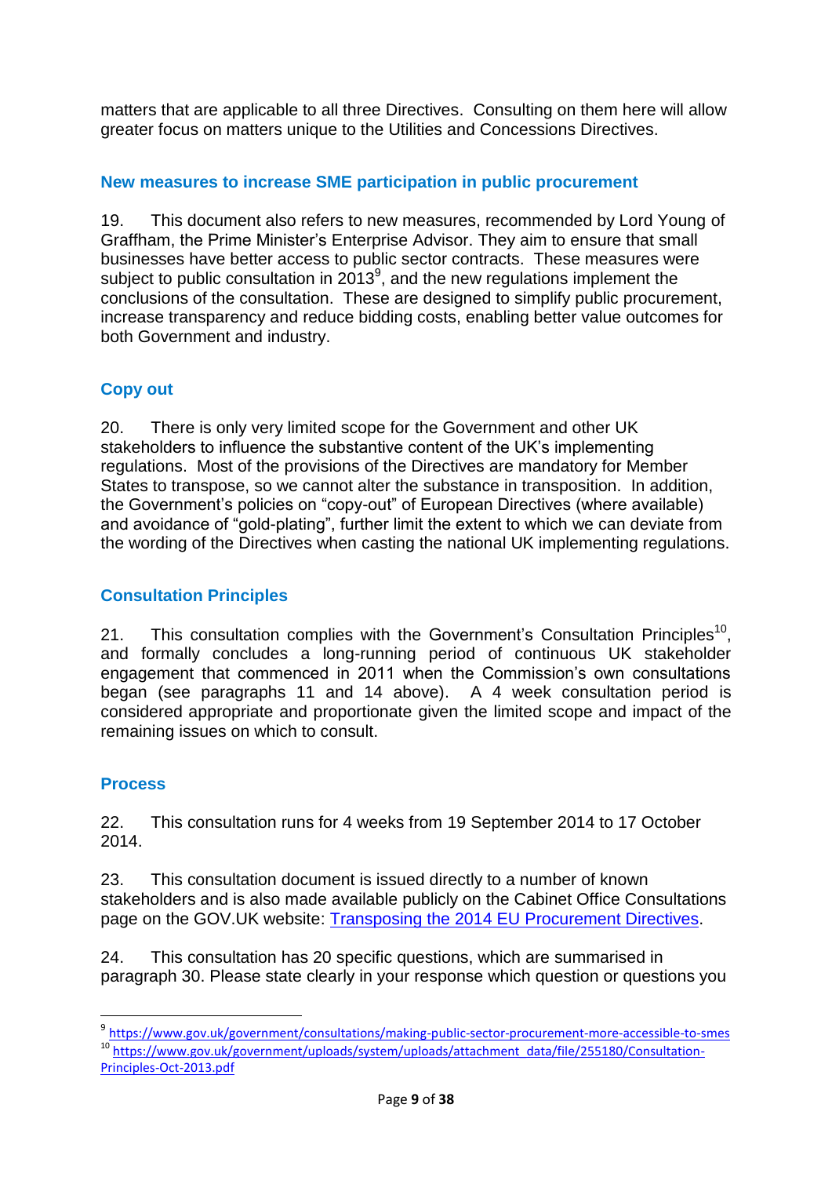matters that are applicable to all three Directives. Consulting on them here will allow greater focus on matters unique to the Utilities and Concessions Directives.

### New measures to increase SME participation in public procurement

19. This document also refers to new measures, recommended by Lord Young of Graffham, the Prime Minister's Enterprise Advisor. They aim to ensure that small businesses have better access to public sector contracts. These measures were subject to public consultation in 2013[9], and the new regulations implement the conclusions of the consultation. These are designed to simplify public procurement, increase transparency and reduce bidding costs, enabling better value outcomes for both Government and industry.

### Copy out

20. There is only very limited scope for the Government and other UK stakeholders to influence the substantive content of the UK's implementing regulations. Most of the provisions of the Directives are mandatory for Member States to transpose, so we cannot alter the substance in transposition. In addition, the Government's policies on "copy-out" of European Directives (where available) and avoidance of "gold-plating", further limit the extent to which we can deviate from the wording of the Directives when casting the national UK implementing regulations.

### Consultation Principles

21. This consultation complies with the Government's Consultation Principles[10], and formally concludes a long-running period of continuous UK stakeholder engagement that commenced in 2011 when the Commission's own consultations began (see paragraphs 11 and 14 above). A 4 week consultation period is considered appropriate and proportionate given the limited scope and impact of the remaining issues on which to consult.

### Process

22. This consultation runs for 4 weeks from 19 September 2014 to 17 October 2014.

23. This consultation document is issued directly to a number of known stakeholders and is also made available publicly on the Cabinet Office Consultations page on the GOV.UK website: [Transposing the 2014 EU Procurement Directives](#).

24. This consultation has 20 specific questions, which are summarised in paragraph 30. Please state clearly in your response which question or questions you

---

[9] https://www.gov.uk/government/consultations/making-public-sector-procurement-more-accessible-to-smes

[10] https://www.gov.uk/government/uploads/system/uploads/attachment_data/file/255180/Consultation-Principles-Oct-2013.pdf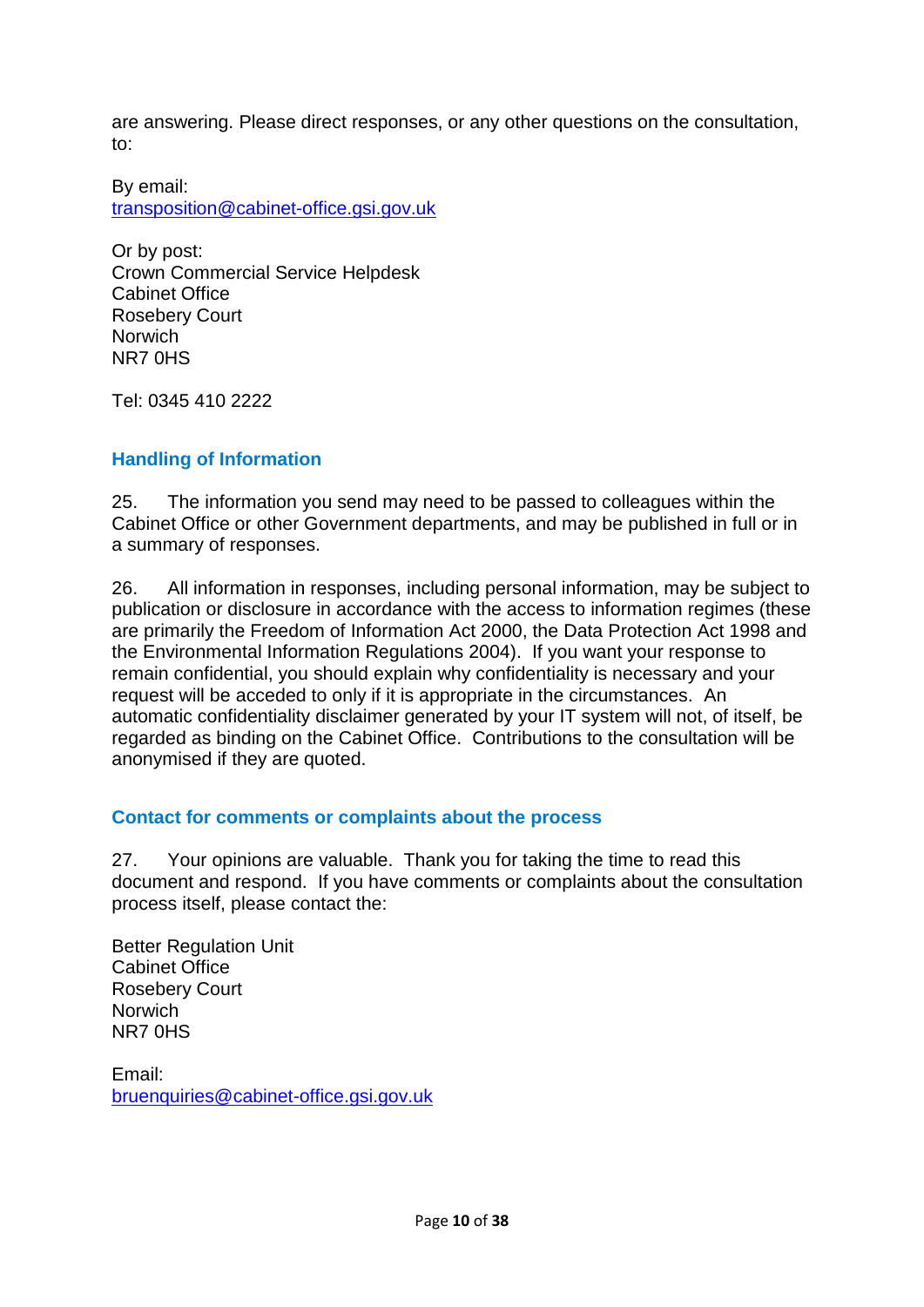are answering. Please direct responses, or any other questions on the consultation, to:

By email:
transposition@cabinet-office.gsi.gov.uk

Or by post:
Crown Commercial Service Helpdesk
Cabinet Office
Rosebery Court
Norwich
NR7 0HS

Tel: 0345 410 2222

## Handling of Information

25. The information you send may need to be passed to colleagues within the Cabinet Office or other Government departments, and may be published in full or in a summary of responses.

26. All information in responses, including personal information, may be subject to publication or disclosure in accordance with the access to information regimes (these are primarily the Freedom of Information Act 2000, the Data Protection Act 1998 and the Environmental Information Regulations 2004). If you want your response to remain confidential, you should explain why confidentiality is necessary and your request will be acceded to only if it is appropriate in the circumstances. An automatic confidentiality disclaimer generated by your IT system will not, of itself, be regarded as binding on the Cabinet Office. Contributions to the consultation will be anonymised if they are quoted.

## Contact for comments or complaints about the process

27. Your opinions are valuable. Thank you for taking the time to read this document and respond. If you have comments or complaints about the consultation process itself, please contact the:

Better Regulation Unit
Cabinet Office
Rosebery Court
Norwich
NR7 0HS

Email:
bruenquiries@cabinet-office.gsi.gov.uk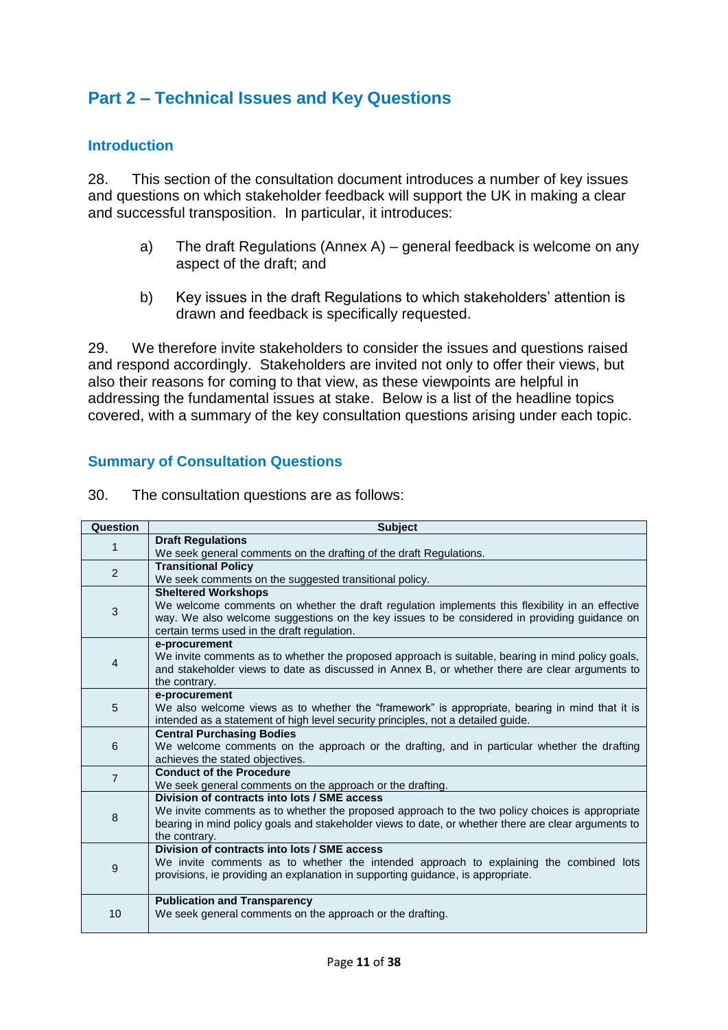## Part 2 – Technical Issues and Key Questions

### Introduction

28. This section of the consultation document introduces a number of key issues and questions on which stakeholder feedback will support the UK in making a clear and successful transposition. In particular, it introduces:

   a) The draft Regulations (Annex A) – general feedback is welcome on any aspect of the draft; and

   b) Key issues in the draft Regulations to which stakeholders' attention is drawn and feedback is specifically requested.

29. We therefore invite stakeholders to consider the issues and questions raised and respond accordingly. Stakeholders are invited not only to offer their views, but also their reasons for coming to that view, as these viewpoints are helpful in addressing the fundamental issues at stake. Below is a list of the headline topics covered, with a summary of the key consultation questions arising under each topic.

### Summary of Consultation Questions

30. The consultation questions are as follows:

| Question | Subject |
|---|---|
| 1 | **Draft Regulations**<br>We seek general comments on the drafting of the draft Regulations. |
| 2 | **Transitional Policy**<br>We seek comments on the suggested transitional policy. |
| 3 | **Sheltered Workshops**<br>We welcome comments on whether the draft regulation implements this flexibility in an effective way. We also welcome suggestions on the key issues to be considered in providing guidance on certain terms used in the draft regulation. |
| 4 | **e-procurement**<br>We invite comments as to whether the proposed approach is suitable, bearing in mind policy goals, and stakeholder views to date as discussed in Annex B, or whether there are clear arguments to the contrary. |
| 5 | **e-procurement**<br>We also welcome views as to whether the "framework" is appropriate, bearing in mind that it is intended as a statement of high level security principles, not a detailed guide. |
| 6 | **Central Purchasing Bodies**<br>We welcome comments on the approach or the drafting, and in particular whether the drafting achieves the stated objectives. |
| 7 | **Conduct of the Procedure**<br>We seek general comments on the approach or the drafting. |
| 8 | **Division of contracts into lots / SME access**<br>We invite comments as to whether the proposed approach to the two policy choices is appropriate bearing in mind policy goals and stakeholder views to date, or whether there are clear arguments to the contrary. |
| 9 | **Division of contracts into lots / SME access**<br>We invite comments as to whether the intended approach to explaining the combined lots provisions, ie providing an explanation in supporting guidance, is appropriate. |
| 10 | **Publication and Transparency**<br>We seek general comments on the approach or the drafting. |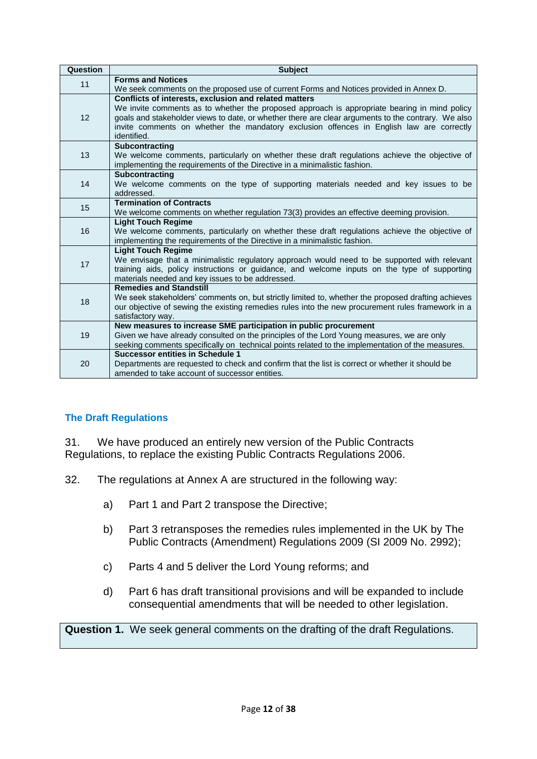| Question | Subject |
|---|---|
| 11 | **Forms and Notices**<br>We seek comments on the proposed use of current Forms and Notices provided in Annex D. |
| 12 | **Conflicts of interests, exclusion and related matters**<br>We invite comments as to whether the proposed approach is appropriate bearing in mind policy goals and stakeholder views to date, or whether there are clear arguments to the contrary. We also invite comments on whether the mandatory exclusion offences in English law are correctly identified. |
| 13 | **Subcontracting**<br>We welcome comments, particularly on whether these draft regulations achieve the objective of implementing the requirements of the Directive in a minimalistic fashion. |
| 14 | **Subcontracting**<br>We welcome comments on the type of supporting materials needed and key issues to be addressed. |
| 15 | **Termination of Contracts**<br>We welcome comments on whether regulation 73(3) provides an effective deeming provision. |
| 16 | **Light Touch Regime**<br>We welcome comments, particularly on whether these draft regulations achieve the objective of implementing the requirements of the Directive in a minimalistic fashion. |
| 17 | **Light Touch Regime**<br>We envisage that a minimalistic regulatory approach would need to be supported with relevant training aids, policy instructions or guidance, and welcome inputs on the type of supporting materials needed and key issues to be addressed. |
| 18 | **Remedies and Standstill**<br>We seek stakeholders' comments on, but strictly limited to, whether the proposed drafting achieves our objective of sewing the existing remedies rules into the new procurement rules framework in a satisfactory way. |
| 19 | **New measures to increase SME participation in public procurement**<br>Given we have already consulted on the principles of the Lord Young measures, we are only seeking comments specifically on technical points related to the implementation of the measures. |
| 20 | **Successor entities in Schedule 1**<br>Departments are requested to check and confirm that the list is correct or whether it should be amended to take account of successor entities. |

## The Draft Regulations

31. We have produced an entirely new version of the Public Contracts Regulations, to replace the existing Public Contracts Regulations 2006.

32. The regulations at Annex A are structured in the following way:

a) Part 1 and Part 2 transpose the Directive;

b) Part 3 retransposes the remedies rules implemented in the UK by The Public Contracts (Amendment) Regulations 2009 (SI 2009 No. 2992);

c) Parts 4 and 5 deliver the Lord Young reforms; and

d) Part 6 has draft transitional provisions and will be expanded to include consequential amendments that will be needed to other legislation.

**Question 1.** We seek general comments on the drafting of the draft Regulations.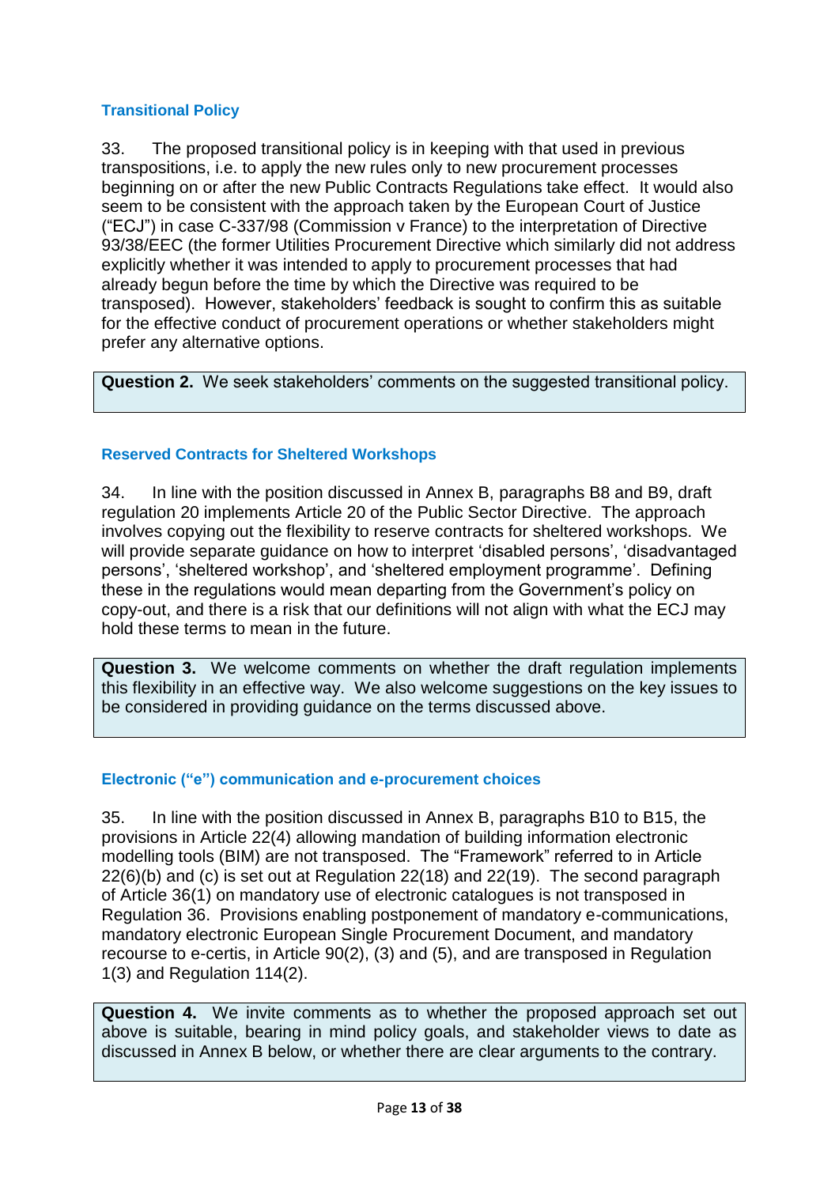### Transitional Policy

33. The proposed transitional policy is in keeping with that used in previous transpositions, i.e. to apply the new rules only to new procurement processes beginning on or after the new Public Contracts Regulations take effect. It would also seem to be consistent with the approach taken by the European Court of Justice ("ECJ") in case C-337/98 (Commission v France) to the interpretation of Directive 93/38/EEC (the former Utilities Procurement Directive which similarly did not address explicitly whether it was intended to apply to procurement processes that had already begun before the time by which the Directive was required to be transposed). However, stakeholders' feedback is sought to confirm this as suitable for the effective conduct of procurement operations or whether stakeholders might prefer any alternative options.

> **Question 2.** We seek stakeholders' comments on the suggested transitional policy.

### Reserved Contracts for Sheltered Workshops

34. In line with the position discussed in Annex B, paragraphs B8 and B9, draft regulation 20 implements Article 20 of the Public Sector Directive. The approach involves copying out the flexibility to reserve contracts for sheltered workshops. We will provide separate guidance on how to interpret 'disabled persons', 'disadvantaged persons', 'sheltered workshop', and 'sheltered employment programme'. Defining these in the regulations would mean departing from the Government's policy on copy-out, and there is a risk that our definitions will not align with what the ECJ may hold these terms to mean in the future.

> **Question 3.** We welcome comments on whether the draft regulation implements this flexibility in an effective way. We also welcome suggestions on the key issues to be considered in providing guidance on the terms discussed above.

### Electronic ("e") communication and e-procurement choices

35. In line with the position discussed in Annex B, paragraphs B10 to B15, the provisions in Article 22(4) allowing mandation of building information electronic modelling tools (BIM) are not transposed. The "Framework" referred to in Article 22(6)(b) and (c) is set out at Regulation 22(18) and 22(19). The second paragraph of Article 36(1) on mandatory use of electronic catalogues is not transposed in Regulation 36. Provisions enabling postponement of mandatory e-communications, mandatory electronic European Single Procurement Document, and mandatory recourse to e-certis, in Article 90(2), (3) and (5), and are transposed in Regulation 1(3) and Regulation 114(2).

> **Question 4.** We invite comments as to whether the proposed approach set out above is suitable, bearing in mind policy goals, and stakeholder views to date as discussed in Annex B below, or whether there are clear arguments to the contrary.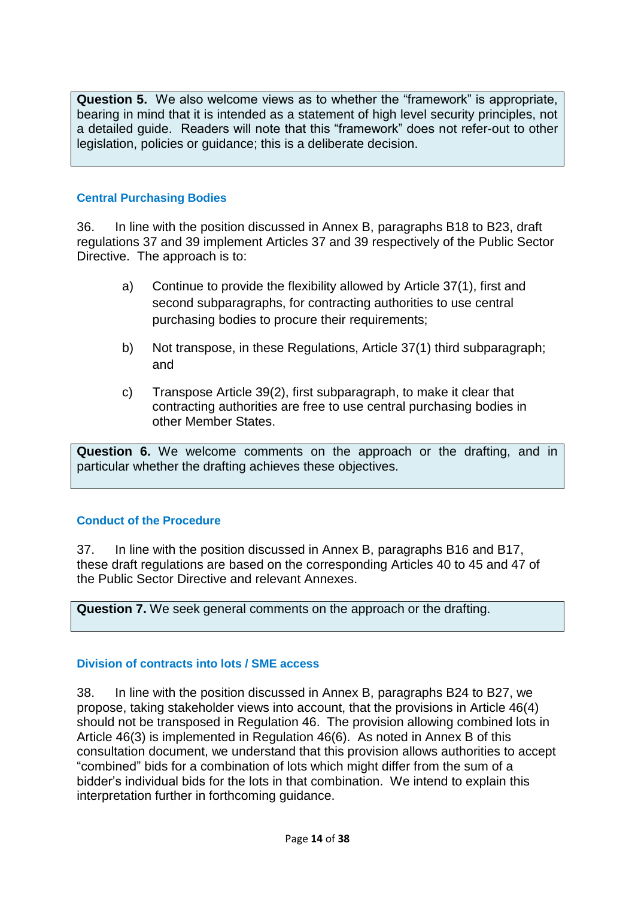> **Question 5.** We also welcome views as to whether the "framework" is appropriate, bearing in mind that it is intended as a statement of high level security principles, not a detailed guide. Readers will note that this "framework" does not refer-out to other legislation, policies or guidance; this is a deliberate decision.

### Central Purchasing Bodies

36. In line with the position discussed in Annex B, paragraphs B18 to B23, draft regulations 37 and 39 implement Articles 37 and 39 respectively of the Public Sector Directive. The approach is to:

  a) Continue to provide the flexibility allowed by Article 37(1), first and second subparagraphs, for contracting authorities to use central purchasing bodies to procure their requirements;

  b) Not transpose, in these Regulations, Article 37(1) third subparagraph; and

  c) Transpose Article 39(2), first subparagraph, to make it clear that contracting authorities are free to use central purchasing bodies in other Member States.

> **Question 6.** We welcome comments on the approach or the drafting, and in particular whether the drafting achieves these objectives.

### Conduct of the Procedure

37. In line with the position discussed in Annex B, paragraphs B16 and B17, these draft regulations are based on the corresponding Articles 40 to 45 and 47 of the Public Sector Directive and relevant Annexes.

> **Question 7.** We seek general comments on the approach or the drafting.

### Division of contracts into lots / SME access

38. In line with the position discussed in Annex B, paragraphs B24 to B27, we propose, taking stakeholder views into account, that the provisions in Article 46(4) should not be transposed in Regulation 46. The provision allowing combined lots in Article 46(3) is implemented in Regulation 46(6). As noted in Annex B of this consultation document, we understand that this provision allows authorities to accept "combined" bids for a combination of lots which might differ from the sum of a bidder's individual bids for the lots in that combination. We intend to explain this interpretation further in forthcoming guidance.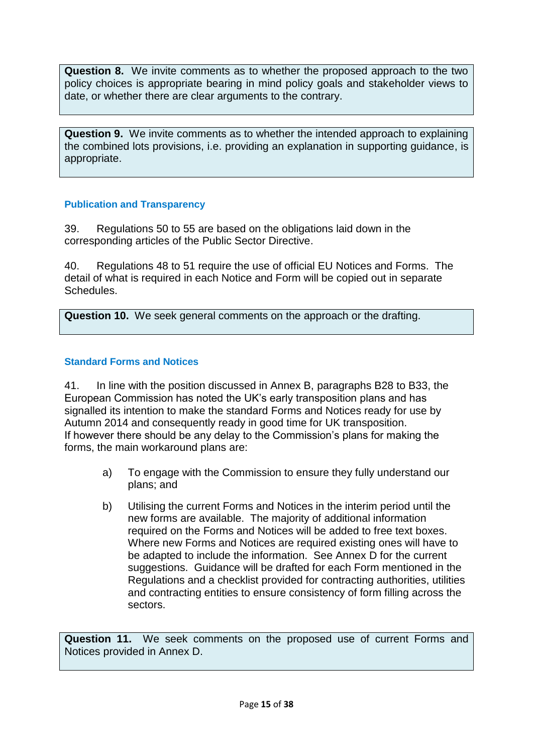**Question 8.** We invite comments as to whether the proposed approach to the two policy choices is appropriate bearing in mind policy goals and stakeholder views to date, or whether there are clear arguments to the contrary.

**Question 9.** We invite comments as to whether the intended approach to explaining the combined lots provisions, i.e. providing an explanation in supporting guidance, is appropriate.

### Publication and Transparency

39. Regulations 50 to 55 are based on the obligations laid down in the corresponding articles of the Public Sector Directive.

40. Regulations 48 to 51 require the use of official EU Notices and Forms. The detail of what is required in each Notice and Form will be copied out in separate Schedules.

**Question 10.** We seek general comments on the approach or the drafting.

### Standard Forms and Notices

41. In line with the position discussed in Annex B, paragraphs B28 to B33, the European Commission has noted the UK's early transposition plans and has signalled its intention to make the standard Forms and Notices ready for use by Autumn 2014 and consequently ready in good time for UK transposition. If however there should be any delay to the Commission's plans for making the forms, the main workaround plans are:

a) To engage with the Commission to ensure they fully understand our plans; and

b) Utilising the current Forms and Notices in the interim period until the new forms are available. The majority of additional information required on the Forms and Notices will be added to free text boxes. Where new Forms and Notices are required existing ones will have to be adapted to include the information. See Annex D for the current suggestions. Guidance will be drafted for each Form mentioned in the Regulations and a checklist provided for contracting authorities, utilities and contracting entities to ensure consistency of form filling across the sectors.

**Question 11.** We seek comments on the proposed use of current Forms and Notices provided in Annex D.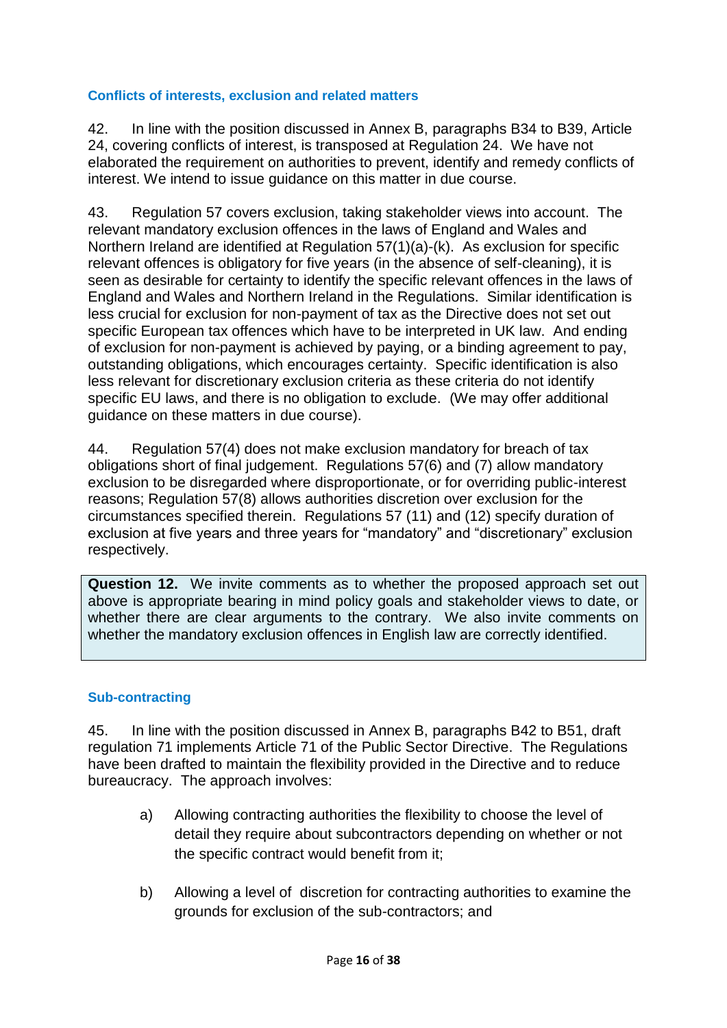### Conflicts of interests, exclusion and related matters

42. In line with the position discussed in Annex B, paragraphs B34 to B39, Article 24, covering conflicts of interest, is transposed at Regulation 24. We have not elaborated the requirement on authorities to prevent, identify and remedy conflicts of interest. We intend to issue guidance on this matter in due course.

43. Regulation 57 covers exclusion, taking stakeholder views into account. The relevant mandatory exclusion offences in the laws of England and Wales and Northern Ireland are identified at Regulation 57(1)(a)-(k). As exclusion for specific relevant offences is obligatory for five years (in the absence of self-cleaning), it is seen as desirable for certainty to identify the specific relevant offences in the laws of England and Wales and Northern Ireland in the Regulations. Similar identification is less crucial for exclusion for non-payment of tax as the Directive does not set out specific European tax offences which have to be interpreted in UK law. And ending of exclusion for non-payment is achieved by paying, or a binding agreement to pay, outstanding obligations, which encourages certainty. Specific identification is also less relevant for discretionary exclusion criteria as these criteria do not identify specific EU laws, and there is no obligation to exclude. (We may offer additional guidance on these matters in due course).

44. Regulation 57(4) does not make exclusion mandatory for breach of tax obligations short of final judgement. Regulations 57(6) and (7) allow mandatory exclusion to be disregarded where disproportionate, or for overriding public-interest reasons; Regulation 57(8) allows authorities discretion over exclusion for the circumstances specified therein. Regulations 57 (11) and (12) specify duration of exclusion at five years and three years for "mandatory" and "discretionary" exclusion respectively.

> **Question 12.** We invite comments as to whether the proposed approach set out above is appropriate bearing in mind policy goals and stakeholder views to date, or whether there are clear arguments to the contrary. We also invite comments on whether the mandatory exclusion offences in English law are correctly identified.

### Sub-contracting

45. In line with the position discussed in Annex B, paragraphs B42 to B51, draft regulation 71 implements Article 71 of the Public Sector Directive. The Regulations have been drafted to maintain the flexibility provided in the Directive and to reduce bureaucracy. The approach involves:

a) Allowing contracting authorities the flexibility to choose the level of detail they require about subcontractors depending on whether or not the specific contract would benefit from it;

b) Allowing a level of discretion for contracting authorities to examine the grounds for exclusion of the sub-contractors; and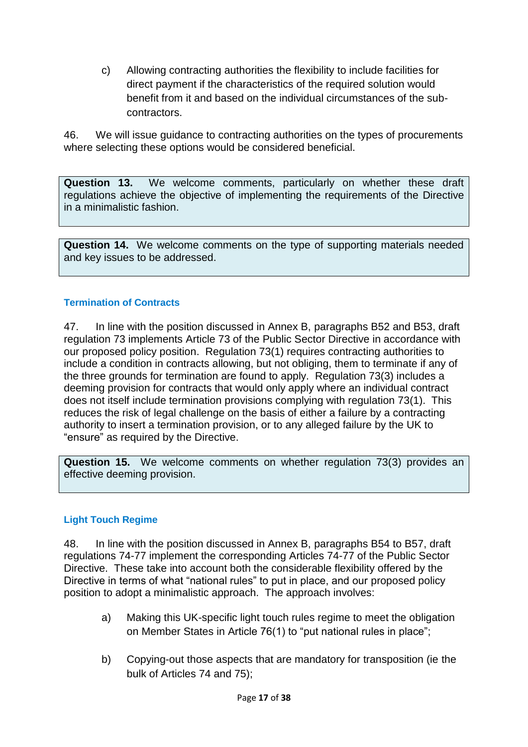c) Allowing contracting authorities the flexibility to include facilities for direct payment if the characteristics of the required solution would benefit from it and based on the individual circumstances of the sub-contractors.

46. We will issue guidance to contracting authorities on the types of procurements where selecting these options would be considered beneficial.

> **Question 13.** We welcome comments, particularly on whether these draft regulations achieve the objective of implementing the requirements of the Directive in a minimalistic fashion.

> **Question 14.** We welcome comments on the type of supporting materials needed and key issues to be addressed.

### Termination of Contracts

47. In line with the position discussed in Annex B, paragraphs B52 and B53, draft regulation 73 implements Article 73 of the Public Sector Directive in accordance with our proposed policy position. Regulation 73(1) requires contracting authorities to include a condition in contracts allowing, but not obliging, them to terminate if any of the three grounds for termination are found to apply. Regulation 73(3) includes a deeming provision for contracts that would only apply where an individual contract does not itself include termination provisions complying with regulation 73(1). This reduces the risk of legal challenge on the basis of either a failure by a contracting authority to insert a termination provision, or to any alleged failure by the UK to "ensure" as required by the Directive.

> **Question 15.** We welcome comments on whether regulation 73(3) provides an effective deeming provision.

### Light Touch Regime

48. In line with the position discussed in Annex B, paragraphs B54 to B57, draft regulations 74-77 implement the corresponding Articles 74-77 of the Public Sector Directive. These take into account both the considerable flexibility offered by the Directive in terms of what "national rules" to put in place, and our proposed policy position to adopt a minimalistic approach. The approach involves:

a) Making this UK-specific light touch rules regime to meet the obligation on Member States in Article 76(1) to "put national rules in place";

b) Copying-out those aspects that are mandatory for transposition (ie the bulk of Articles 74 and 75);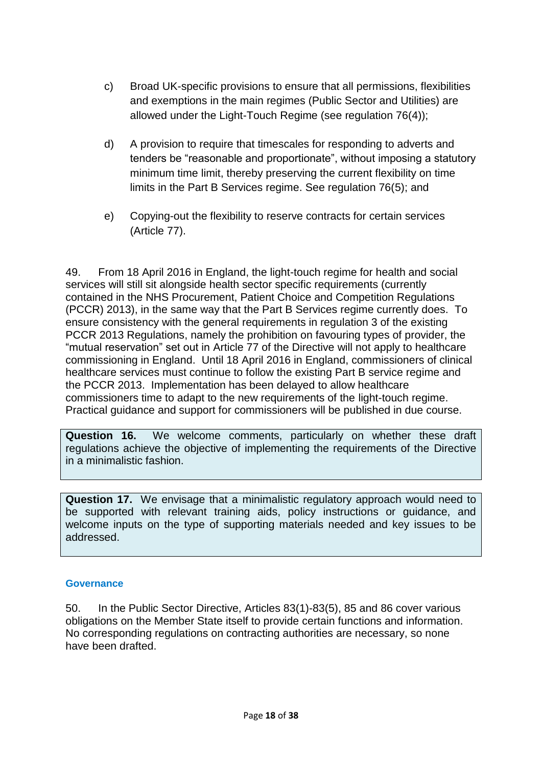c) Broad UK-specific provisions to ensure that all permissions, flexibilities and exemptions in the main regimes (Public Sector and Utilities) are allowed under the Light-Touch Regime (see regulation 76(4));

d) A provision to require that timescales for responding to adverts and tenders be "reasonable and proportionate", without imposing a statutory minimum time limit, thereby preserving the current flexibility on time limits in the Part B Services regime. See regulation 76(5); and

e) Copying-out the flexibility to reserve contracts for certain services (Article 77).

49. From 18 April 2016 in England, the light-touch regime for health and social services will still sit alongside health sector specific requirements (currently contained in the NHS Procurement, Patient Choice and Competition Regulations (PCCR) 2013), in the same way that the Part B Services regime currently does. To ensure consistency with the general requirements in regulation 3 of the existing PCCR 2013 Regulations, namely the prohibition on favouring types of provider, the "mutual reservation" set out in Article 77 of the Directive will not apply to healthcare commissioning in England. Until 18 April 2016 in England, commissioners of clinical healthcare services must continue to follow the existing Part B service regime and the PCCR 2013. Implementation has been delayed to allow healthcare commissioners time to adapt to the new requirements of the light-touch regime. Practical guidance and support for commissioners will be published in due course.

> **Question 16.** We welcome comments, particularly on whether these draft regulations achieve the objective of implementing the requirements of the Directive in a minimalistic fashion.

> **Question 17.** We envisage that a minimalistic regulatory approach would need to be supported with relevant training aids, policy instructions or guidance, and welcome inputs on the type of supporting materials needed and key issues to be addressed.

### Governance

50. In the Public Sector Directive, Articles 83(1)-83(5), 85 and 86 cover various obligations on the Member State itself to provide certain functions and information. No corresponding regulations on contracting authorities are necessary, so none have been drafted.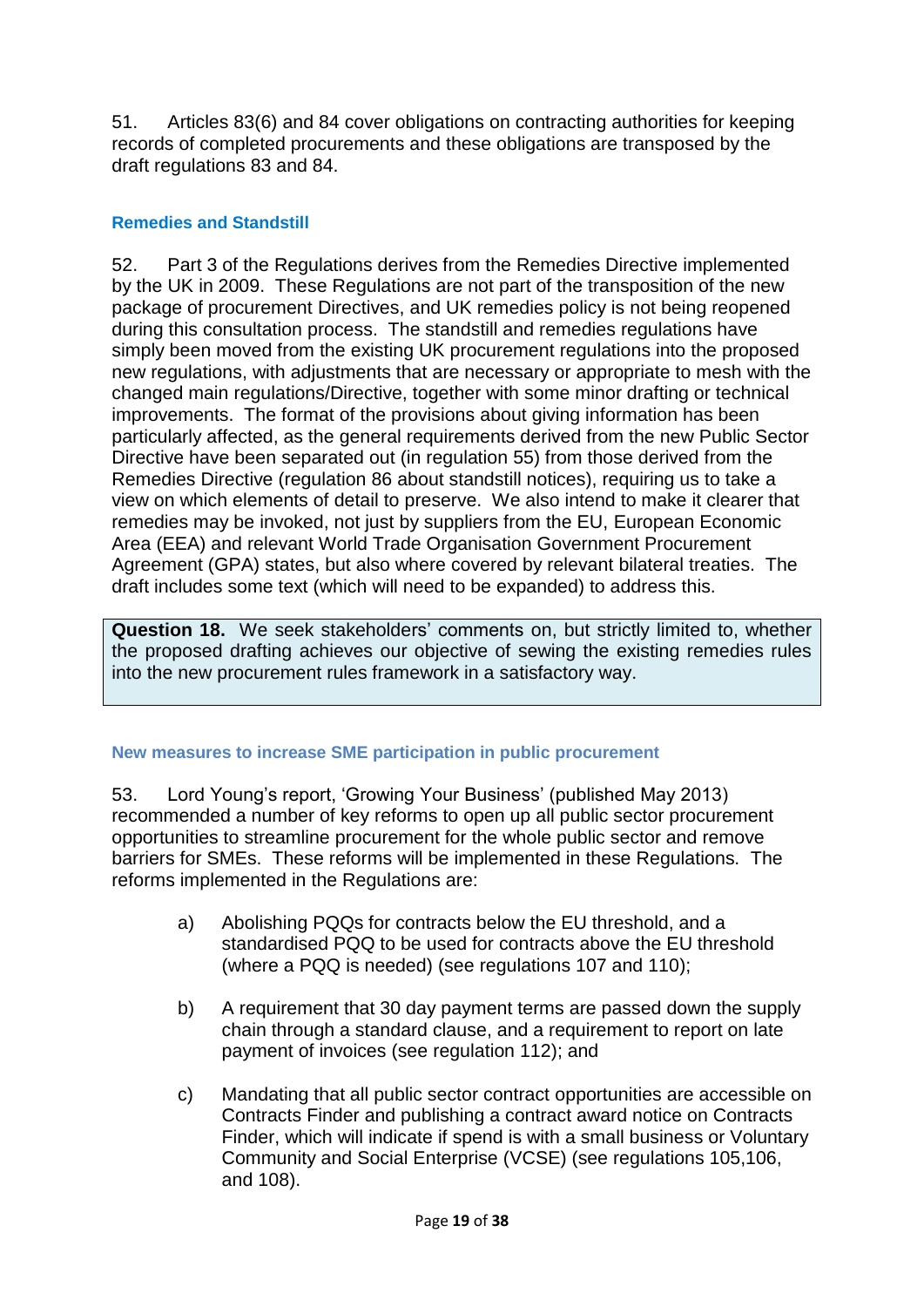51. Articles 83(6) and 84 cover obligations on contracting authorities for keeping records of completed procurements and these obligations are transposed by the draft regulations 83 and 84.

### Remedies and Standstill

52. Part 3 of the Regulations derives from the Remedies Directive implemented by the UK in 2009. These Regulations are not part of the transposition of the new package of procurement Directives, and UK remedies policy is not being reopened during this consultation process. The standstill and remedies regulations have simply been moved from the existing UK procurement regulations into the proposed new regulations, with adjustments that are necessary or appropriate to mesh with the changed main regulations/Directive, together with some minor drafting or technical improvements. The format of the provisions about giving information has been particularly affected, as the general requirements derived from the new Public Sector Directive have been separated out (in regulation 55) from those derived from the Remedies Directive (regulation 86 about standstill notices), requiring us to take a view on which elements of detail to preserve. We also intend to make it clearer that remedies may be invoked, not just by suppliers from the EU, European Economic Area (EEA) and relevant World Trade Organisation Government Procurement Agreement (GPA) states, but also where covered by relevant bilateral treaties. The draft includes some text (which will need to be expanded) to address this.

> **Question 18.** We seek stakeholders' comments on, but strictly limited to, whether the proposed drafting achieves our objective of sewing the existing remedies rules into the new procurement rules framework in a satisfactory way.

### New measures to increase SME participation in public procurement

53. Lord Young's report, 'Growing Your Business' (published May 2013) recommended a number of key reforms to open up all public sector procurement opportunities to streamline procurement for the whole public sector and remove barriers for SMEs. These reforms will be implemented in these Regulations. The reforms implemented in the Regulations are:

a) Abolishing PQQs for contracts below the EU threshold, and a standardised PQQ to be used for contracts above the EU threshold (where a PQQ is needed) (see regulations 107 and 110);

b) A requirement that 30 day payment terms are passed down the supply chain through a standard clause, and a requirement to report on late payment of invoices (see regulation 112); and

c) Mandating that all public sector contract opportunities are accessible on Contracts Finder and publishing a contract award notice on Contracts Finder, which will indicate if spend is with a small business or Voluntary Community and Social Enterprise (VCSE) (see regulations 105,106, and 108).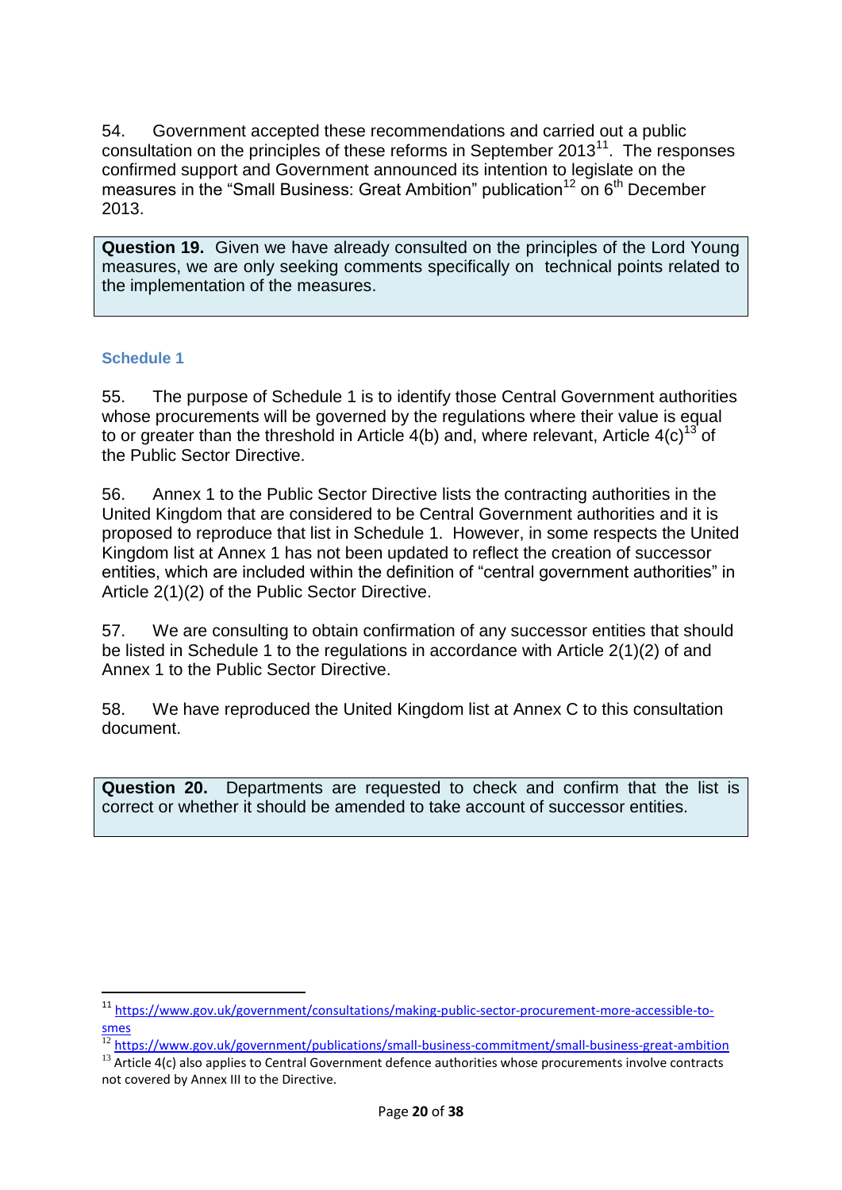54. Government accepted these recommendations and carried out a public consultation on the principles of these reforms in September 2013[11]. The responses confirmed support and Government announced its intention to legislate on the measures in the "Small Business: Great Ambition" publication[12] on 6th December 2013.

> **Question 19.** Given we have already consulted on the principles of the Lord Young measures, we are only seeking comments specifically on technical points related to the implementation of the measures.

### Schedule 1

55. The purpose of Schedule 1 is to identify those Central Government authorities whose procurements will be governed by the regulations where their value is equal to or greater than the threshold in Article 4(b) and, where relevant, Article 4(c)[13] of the Public Sector Directive.

56. Annex 1 to the Public Sector Directive lists the contracting authorities in the United Kingdom that are considered to be Central Government authorities and it is proposed to reproduce that list in Schedule 1. However, in some respects the United Kingdom list at Annex 1 has not been updated to reflect the creation of successor entities, which are included within the definition of "central government authorities" in Article 2(1)(2) of the Public Sector Directive.

57. We are consulting to obtain confirmation of any successor entities that should be listed in Schedule 1 to the regulations in accordance with Article 2(1)(2) of and Annex 1 to the Public Sector Directive.

58. We have reproduced the United Kingdom list at Annex C to this consultation document.

> **Question 20.** Departments are requested to check and confirm that the list is correct or whether it should be amended to take account of successor entities.

---

[11] https://www.gov.uk/government/consultations/making-public-sector-procurement-more-accessible-to-smes

[12] https://www.gov.uk/government/publications/small-business-commitment/small-business-great-ambition

[13] Article 4(c) also applies to Central Government defence authorities whose procurements involve contracts not covered by Annex III to the Directive.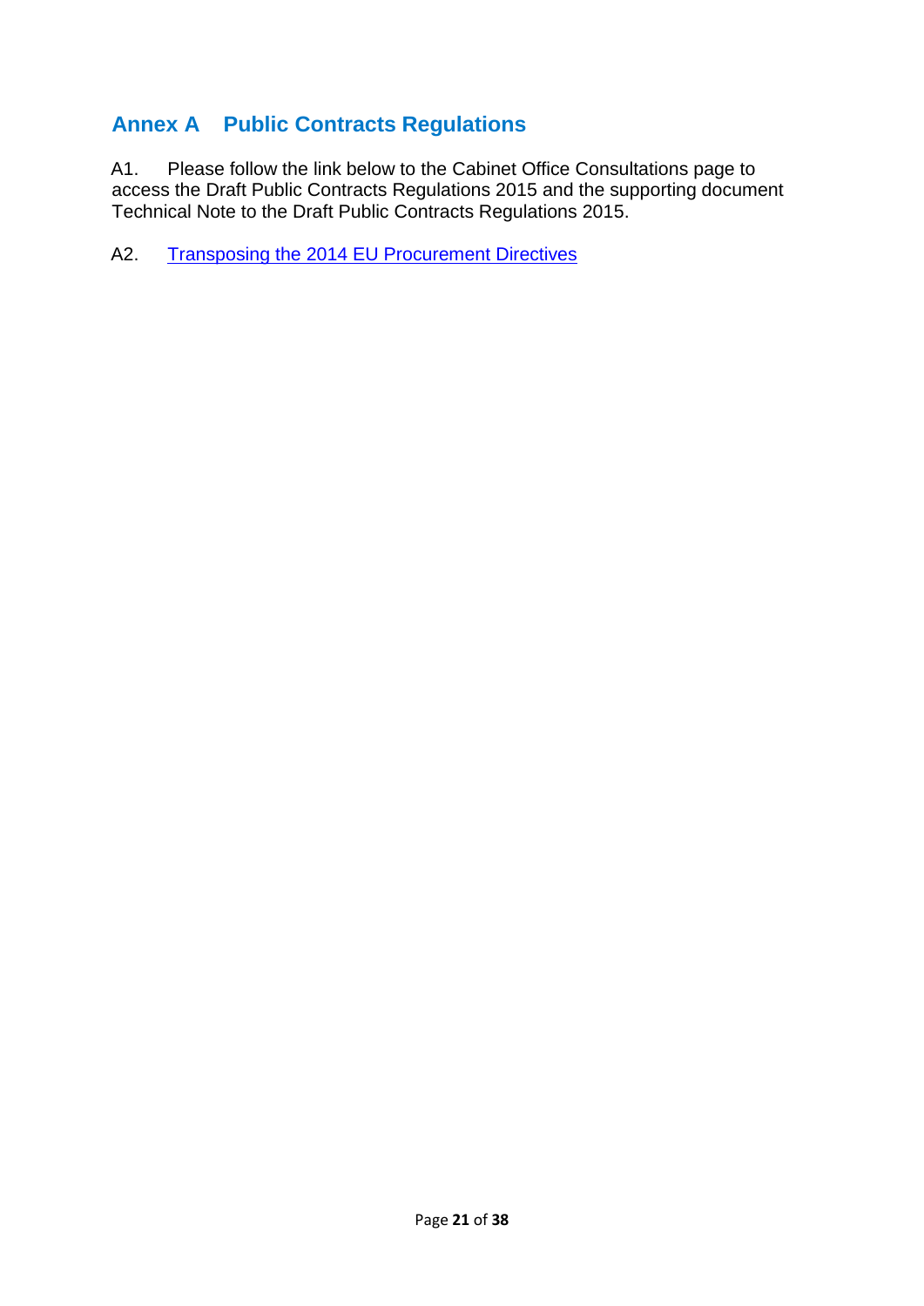## Annex A Public Contracts Regulations

A1. Please follow the link below to the Cabinet Office Consultations page to access the Draft Public Contracts Regulations 2015 and the supporting document Technical Note to the Draft Public Contracts Regulations 2015.

A2. Transposing the 2014 EU Procurement Directives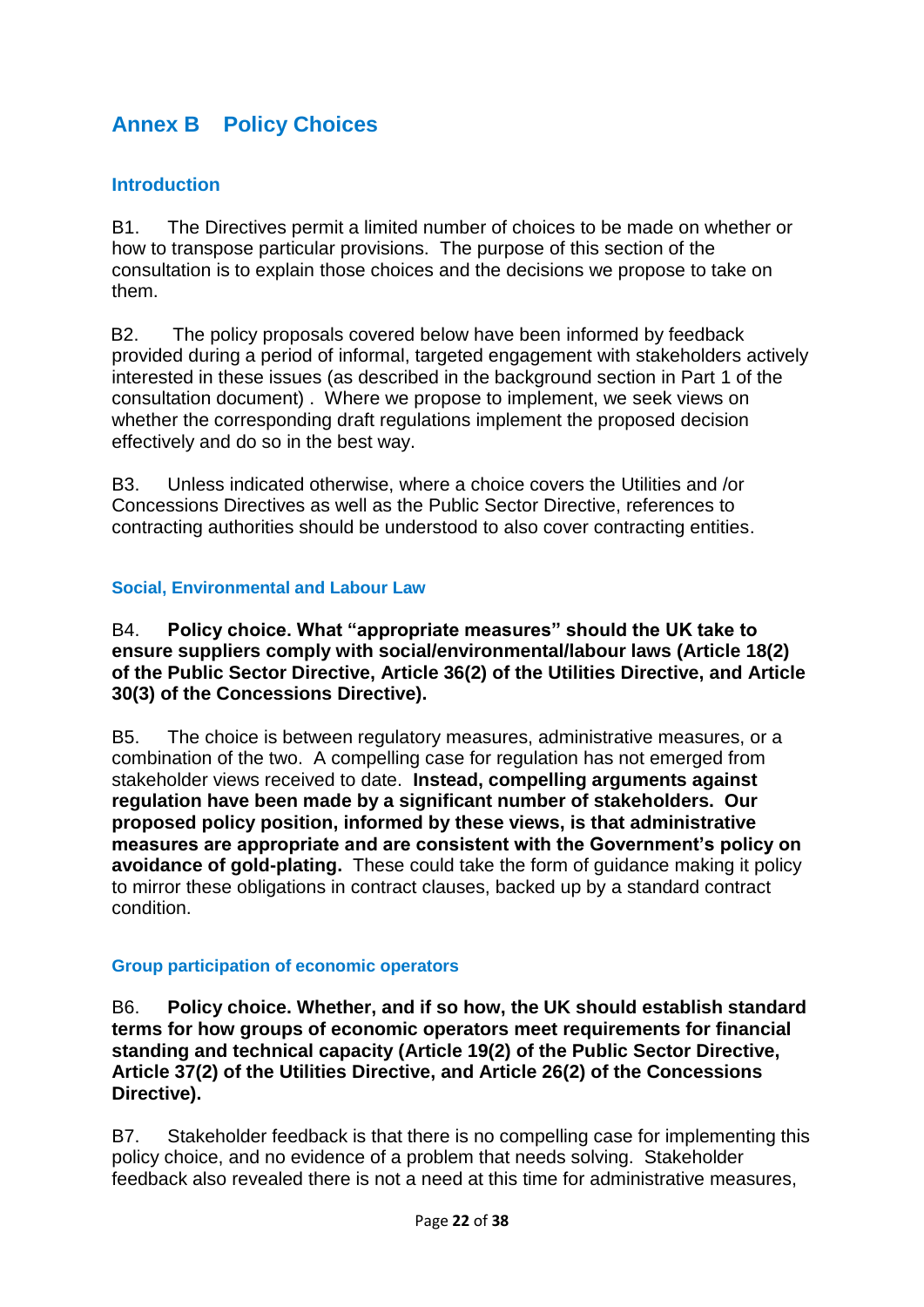# Annex B Policy Choices

## Introduction

B1. The Directives permit a limited number of choices to be made on whether or how to transpose particular provisions. The purpose of this section of the consultation is to explain those choices and the decisions we propose to take on them.

B2. The policy proposals covered below have been informed by feedback provided during a period of informal, targeted engagement with stakeholders actively interested in these issues (as described in the background section in Part 1 of the consultation document) . Where we propose to implement, we seek views on whether the corresponding draft regulations implement the proposed decision effectively and do so in the best way.

B3. Unless indicated otherwise, where a choice covers the Utilities and /or Concessions Directives as well as the Public Sector Directive, references to contracting authorities should be understood to also cover contracting entities.

### Social, Environmental and Labour Law

B4. **Policy choice. What "appropriate measures" should the UK take to ensure suppliers comply with social/environmental/labour laws (Article 18(2) of the Public Sector Directive, Article 36(2) of the Utilities Directive, and Article 30(3) of the Concessions Directive).**

B5. The choice is between regulatory measures, administrative measures, or a combination of the two. A compelling case for regulation has not emerged from stakeholder views received to date. **Instead, compelling arguments against regulation have been made by a significant number of stakeholders. Our proposed policy position, informed by these views, is that administrative measures are appropriate and are consistent with the Government's policy on avoidance of gold-plating.** These could take the form of guidance making it policy to mirror these obligations in contract clauses, backed up by a standard contract condition.

### Group participation of economic operators

B6. **Policy choice. Whether, and if so how, the UK should establish standard terms for how groups of economic operators meet requirements for financial standing and technical capacity (Article 19(2) of the Public Sector Directive, Article 37(2) of the Utilities Directive, and Article 26(2) of the Concessions Directive).**

B7. Stakeholder feedback is that there is no compelling case for implementing this policy choice, and no evidence of a problem that needs solving. Stakeholder feedback also revealed there is not a need at this time for administrative measures,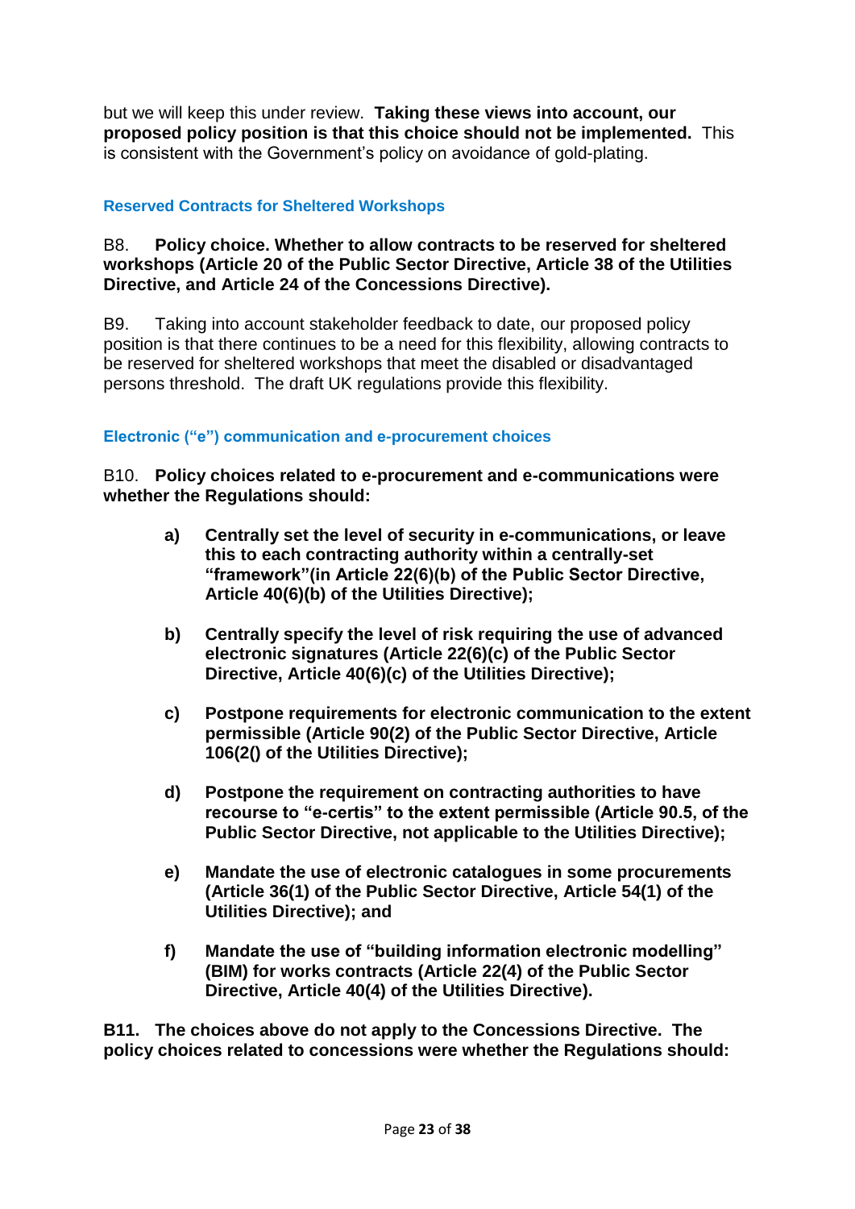but we will keep this under review. **Taking these views into account, our proposed policy position is that this choice should not be implemented.** This is consistent with the Government's policy on avoidance of gold-plating.

### Reserved Contracts for Sheltered Workshops

B8. **Policy choice. Whether to allow contracts to be reserved for sheltered workshops (Article 20 of the Public Sector Directive, Article 38 of the Utilities Directive, and Article 24 of the Concessions Directive).**

B9. Taking into account stakeholder feedback to date, our proposed policy position is that there continues to be a need for this flexibility, allowing contracts to be reserved for sheltered workshops that meet the disabled or disadvantaged persons threshold. The draft UK regulations provide this flexibility.

### Electronic ("e") communication and e-procurement choices

B10. **Policy choices related to e-procurement and e-communications were whether the Regulations should:**

> **a)** **Centrally set the level of security in e-communications, or leave this to each contracting authority within a centrally-set "framework"(in Article 22(6)(b) of the Public Sector Directive, Article 40(6)(b) of the Utilities Directive);**
>
> **b)** **Centrally specify the level of risk requiring the use of advanced electronic signatures (Article 22(6)(c) of the Public Sector Directive, Article 40(6)(c) of the Utilities Directive);**
>
> **c)** **Postpone requirements for electronic communication to the extent permissible (Article 90(2) of the Public Sector Directive, Article 106(2() of the Utilities Directive);**
>
> **d)** **Postpone the requirement on contracting authorities to have recourse to "e-certis" to the extent permissible (Article 90.5, of the Public Sector Directive, not applicable to the Utilities Directive);**
>
> **e)** **Mandate the use of electronic catalogues in some procurements (Article 36(1) of the Public Sector Directive, Article 54(1) of the Utilities Directive); and**
>
> **f)** **Mandate the use of "building information electronic modelling" (BIM) for works contracts (Article 22(4) of the Public Sector Directive, Article 40(4) of the Utilities Directive).**

**B11. The choices above do not apply to the Concessions Directive. The policy choices related to concessions were whether the Regulations should:**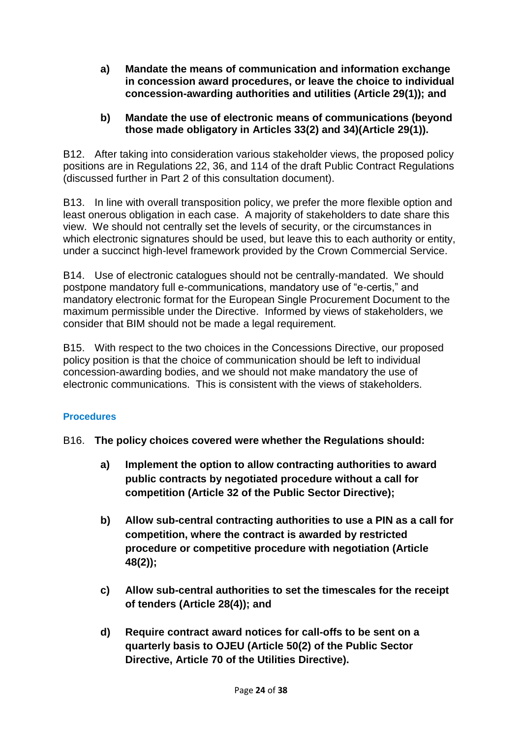a) **Mandate the means of communication and information exchange in concession award procedures, or leave the choice to individual concession-awarding authorities and utilities (Article 29(1)); and**

b) **Mandate the use of electronic means of communications (beyond those made obligatory in Articles 33(2) and 34)(Article 29(1)).**

B12. After taking into consideration various stakeholder views, the proposed policy positions are in Regulations 22, 36, and 114 of the draft Public Contract Regulations (discussed further in Part 2 of this consultation document).

B13. In line with overall transposition policy, we prefer the more flexible option and least onerous obligation in each case. A majority of stakeholders to date share this view. We should not centrally set the levels of security, or the circumstances in which electronic signatures should be used, but leave this to each authority or entity, under a succinct high-level framework provided by the Crown Commercial Service.

B14. Use of electronic catalogues should not be centrally-mandated. We should postpone mandatory full e-communications, mandatory use of "e-certis," and mandatory electronic format for the European Single Procurement Document to the maximum permissible under the Directive. Informed by views of stakeholders, we consider that BIM should not be made a legal requirement.

B15. With respect to the two choices in the Concessions Directive, our proposed policy position is that the choice of communication should be left to individual concession-awarding bodies, and we should not make mandatory the use of electronic communications. This is consistent with the views of stakeholders.

### Procedures

B16. **The policy choices covered were whether the Regulations should:**

a) **Implement the option to allow contracting authorities to award public contracts by negotiated procedure without a call for competition (Article 32 of the Public Sector Directive);**

b) **Allow sub-central contracting authorities to use a PIN as a call for competition, where the contract is awarded by restricted procedure or competitive procedure with negotiation (Article 48(2));**

c) **Allow sub-central authorities to set the timescales for the receipt of tenders (Article 28(4)); and**

d) **Require contract award notices for call-offs to be sent on a quarterly basis to OJEU (Article 50(2) of the Public Sector Directive, Article 70 of the Utilities Directive).**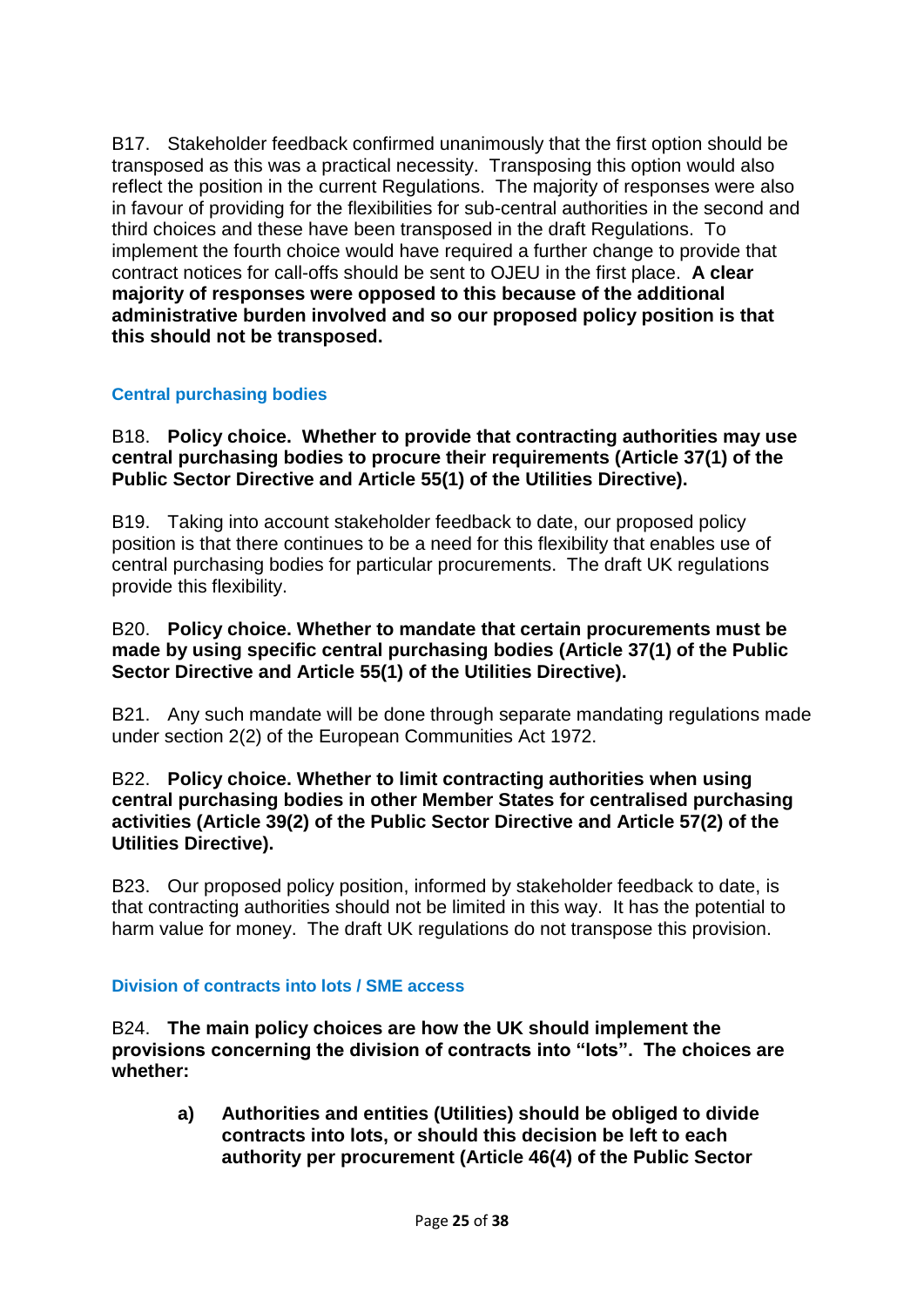B17. Stakeholder feedback confirmed unanimously that the first option should be transposed as this was a practical necessity. Transposing this option would also reflect the position in the current Regulations. The majority of responses were also in favour of providing for the flexibilities for sub-central authorities in the second and third choices and these have been transposed in the draft Regulations. To implement the fourth choice would have required a further change to provide that contract notices for call-offs should be sent to OJEU in the first place. **A clear majority of responses were opposed to this because of the additional administrative burden involved and so our proposed policy position is that this should not be transposed.**

### Central purchasing bodies

B18. **Policy choice. Whether to provide that contracting authorities may use central purchasing bodies to procure their requirements (Article 37(1) of the Public Sector Directive and Article 55(1) of the Utilities Directive).**

B19. Taking into account stakeholder feedback to date, our proposed policy position is that there continues to be a need for this flexibility that enables use of central purchasing bodies for particular procurements. The draft UK regulations provide this flexibility.

B20. **Policy choice. Whether to mandate that certain procurements must be made by using specific central purchasing bodies (Article 37(1) of the Public Sector Directive and Article 55(1) of the Utilities Directive).**

B21. Any such mandate will be done through separate mandating regulations made under section 2(2) of the European Communities Act 1972.

B22. **Policy choice. Whether to limit contracting authorities when using central purchasing bodies in other Member States for centralised purchasing activities (Article 39(2) of the Public Sector Directive and Article 57(2) of the Utilities Directive).**

B23. Our proposed policy position, informed by stakeholder feedback to date, is that contracting authorities should not be limited in this way. It has the potential to harm value for money. The draft UK regulations do not transpose this provision.

### Division of contracts into lots / SME access

B24. **The main policy choices are how the UK should implement the provisions concerning the division of contracts into "lots". The choices are whether:**

> **a) Authorities and entities (Utilities) should be obliged to divide contracts into lots, or should this decision be left to each authority per procurement (Article 46(4) of the Public Sector**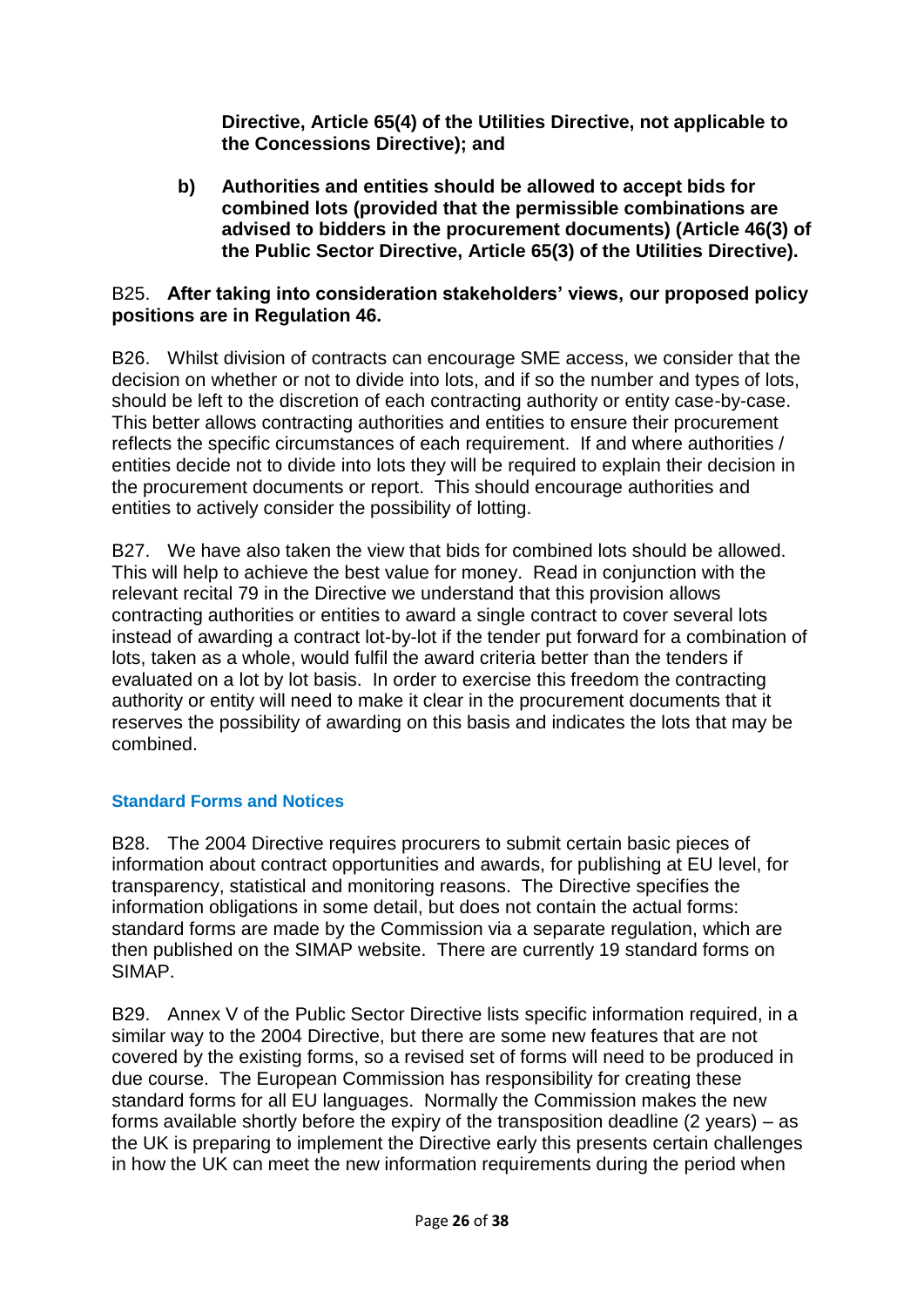**Directive, Article 65(4) of the Utilities Directive, not applicable to the Concessions Directive); and**

**b) Authorities and entities should be allowed to accept bids for combined lots (provided that the permissible combinations are advised to bidders in the procurement documents) (Article 46(3) of the Public Sector Directive, Article 65(3) of the Utilities Directive).**

B25. **After taking into consideration stakeholders' views, our proposed policy positions are in Regulation 46.**

B26. Whilst division of contracts can encourage SME access, we consider that the decision on whether or not to divide into lots, and if so the number and types of lots, should be left to the discretion of each contracting authority or entity case-by-case. This better allows contracting authorities and entities to ensure their procurement reflects the specific circumstances of each requirement. If and where authorities / entities decide not to divide into lots they will be required to explain their decision in the procurement documents or report. This should encourage authorities and entities to actively consider the possibility of lotting.

B27. We have also taken the view that bids for combined lots should be allowed. This will help to achieve the best value for money. Read in conjunction with the relevant recital 79 in the Directive we understand that this provision allows contracting authorities or entities to award a single contract to cover several lots instead of awarding a contract lot-by-lot if the tender put forward for a combination of lots, taken as a whole, would fulfil the award criteria better than the tenders if evaluated on a lot by lot basis. In order to exercise this freedom the contracting authority or entity will need to make it clear in the procurement documents that it reserves the possibility of awarding on this basis and indicates the lots that may be combined.

### Standard Forms and Notices

B28. The 2004 Directive requires procurers to submit certain basic pieces of information about contract opportunities and awards, for publishing at EU level, for transparency, statistical and monitoring reasons. The Directive specifies the information obligations in some detail, but does not contain the actual forms: standard forms are made by the Commission via a separate regulation, which are then published on the SIMAP website. There are currently 19 standard forms on SIMAP.

B29. Annex V of the Public Sector Directive lists specific information required, in a similar way to the 2004 Directive, but there are some new features that are not covered by the existing forms, so a revised set of forms will need to be produced in due course. The European Commission has responsibility for creating these standard forms for all EU languages. Normally the Commission makes the new forms available shortly before the expiry of the transposition deadline (2 years) – as the UK is preparing to implement the Directive early this presents certain challenges in how the UK can meet the new information requirements during the period when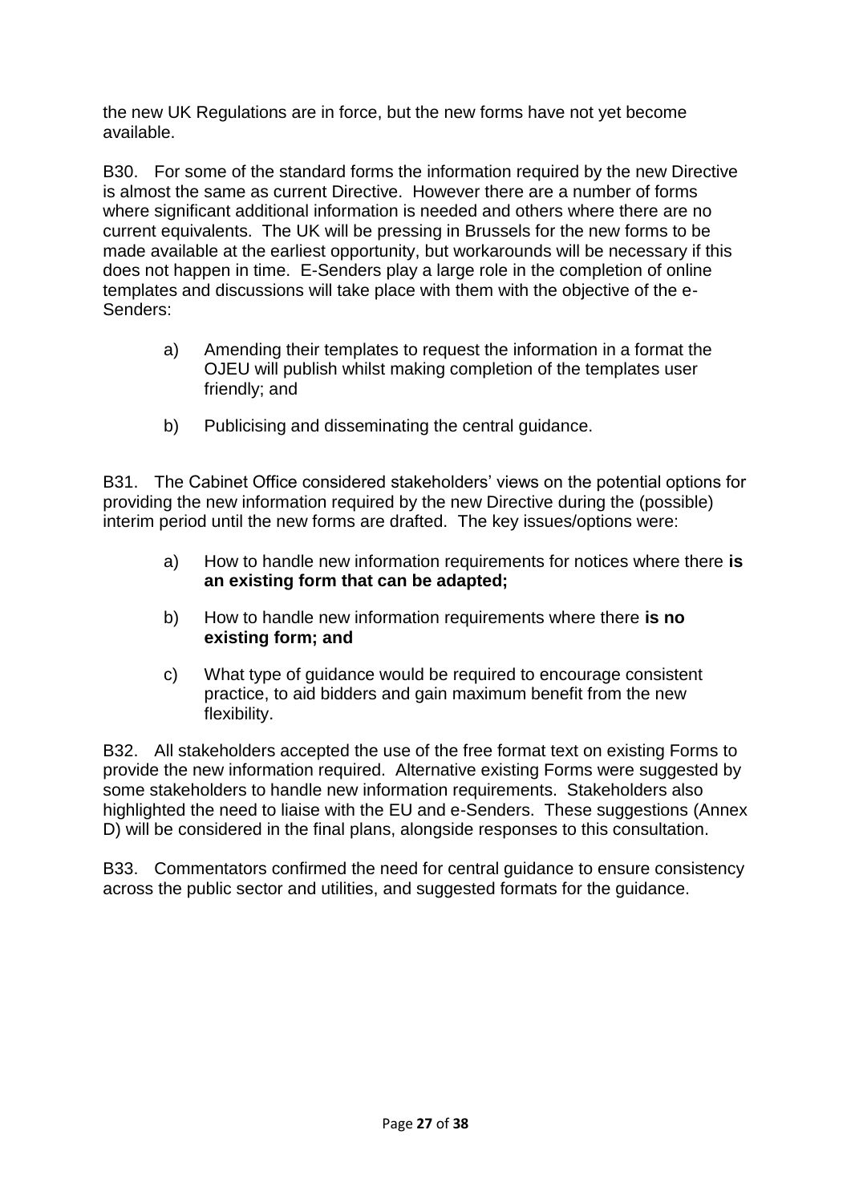the new UK Regulations are in force, but the new forms have not yet become available.

B30. For some of the standard forms the information required by the new Directive is almost the same as current Directive. However there are a number of forms where significant additional information is needed and others where there are no current equivalents. The UK will be pressing in Brussels for the new forms to be made available at the earliest opportunity, but workarounds will be necessary if this does not happen in time. E-Senders play a large role in the completion of online templates and discussions will take place with them with the objective of the e-Senders:

a) Amending their templates to request the information in a format the OJEU will publish whilst making completion of the templates user friendly; and

b) Publicising and disseminating the central guidance.

B31. The Cabinet Office considered stakeholders' views on the potential options for providing the new information required by the new Directive during the (possible) interim period until the new forms are drafted. The key issues/options were:

a) How to handle new information requirements for notices where there **is an existing form that can be adapted;**

b) How to handle new information requirements where there **is no existing form; and**

c) What type of guidance would be required to encourage consistent practice, to aid bidders and gain maximum benefit from the new flexibility.

B32. All stakeholders accepted the use of the free format text on existing Forms to provide the new information required. Alternative existing Forms were suggested by some stakeholders to handle new information requirements. Stakeholders also highlighted the need to liaise with the EU and e-Senders. These suggestions (Annex D) will be considered in the final plans, alongside responses to this consultation.

B33. Commentators confirmed the need for central guidance to ensure consistency across the public sector and utilities, and suggested formats for the guidance.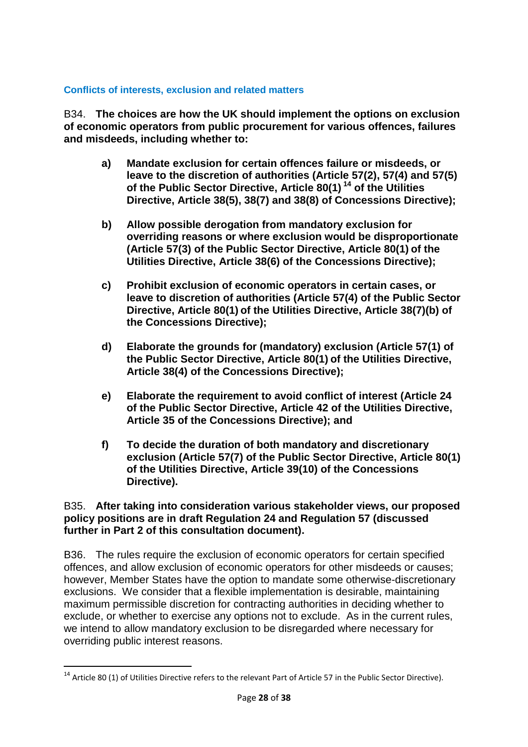### Conflicts of interests, exclusion and related matters

B34. **The choices are how the UK should implement the options on exclusion of economic operators from public procurement for various offences, failures and misdeeds, including whether to:**

- **a)** **Mandate exclusion for certain offences failure or misdeeds, or leave to the discretion of authorities (Article 57(2), 57(4) and 57(5) of the Public Sector Directive, Article 80(1)[14] of the Utilities Directive, Article 38(5), 38(7) and 38(8) of Concessions Directive);**
- **b)** **Allow possible derogation from mandatory exclusion for overriding reasons or where exclusion would be disproportionate (Article 57(3) of the Public Sector Directive, Article 80(1) of the Utilities Directive, Article 38(6) of the Concessions Directive);**
- **c)** **Prohibit exclusion of economic operators in certain cases, or leave to discretion of authorities (Article 57(4) of the Public Sector Directive, Article 80(1) of the Utilities Directive, Article 38(7)(b) of the Concessions Directive);**
- **d)** **Elaborate the grounds for (mandatory) exclusion (Article 57(1) of the Public Sector Directive, Article 80(1) of the Utilities Directive, Article 38(4) of the Concessions Directive);**
- **e)** **Elaborate the requirement to avoid conflict of interest (Article 24 of the Public Sector Directive, Article 42 of the Utilities Directive, Article 35 of the Concessions Directive); and**
- **f)** **To decide the duration of both mandatory and discretionary exclusion (Article 57(7) of the Public Sector Directive, Article 80(1) of the Utilities Directive, Article 39(10) of the Concessions Directive).**

B35. **After taking into consideration various stakeholder views, our proposed policy positions are in draft Regulation 24 and Regulation 57 (discussed further in Part 2 of this consultation document).**

B36. The rules require the exclusion of economic operators for certain specified offences, and allow exclusion of economic operators for other misdeeds or causes; however, Member States have the option to mandate some otherwise-discretionary exclusions. We consider that a flexible implementation is desirable, maintaining maximum permissible discretion for contracting authorities in deciding whether to exclude, or whether to exercise any options not to exclude. As in the current rules, we intend to allow mandatory exclusion to be disregarded where necessary for overriding public interest reasons.

---

[14] Article 80 (1) of Utilities Directive refers to the relevant Part of Article 57 in the Public Sector Directive).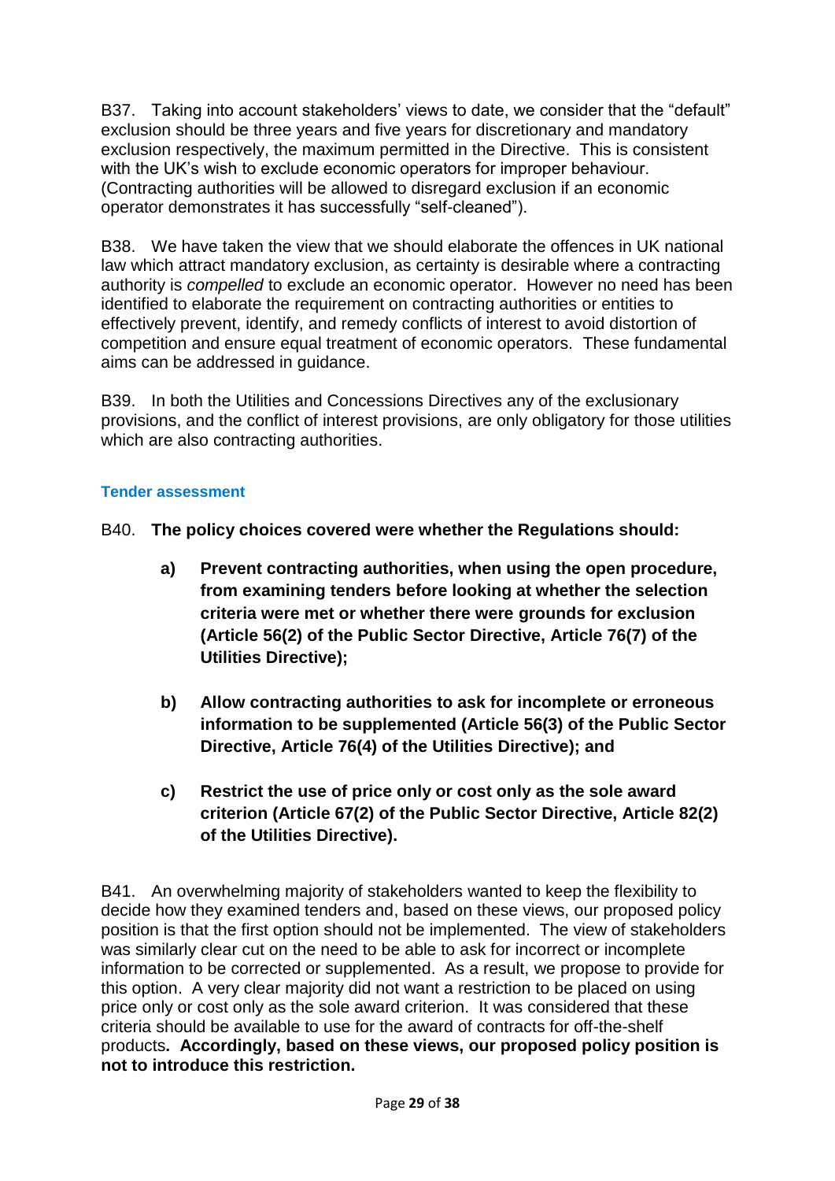B37. Taking into account stakeholders' views to date, we consider that the "default" exclusion should be three years and five years for discretionary and mandatory exclusion respectively, the maximum permitted in the Directive. This is consistent with the UK's wish to exclude economic operators for improper behaviour. (Contracting authorities will be allowed to disregard exclusion if an economic operator demonstrates it has successfully "self-cleaned").

B38. We have taken the view that we should elaborate the offences in UK national law which attract mandatory exclusion, as certainty is desirable where a contracting authority is *compelled* to exclude an economic operator. However no need has been identified to elaborate the requirement on contracting authorities or entities to effectively prevent, identify, and remedy conflicts of interest to avoid distortion of competition and ensure equal treatment of economic operators. These fundamental aims can be addressed in guidance.

B39. In both the Utilities and Concessions Directives any of the exclusionary provisions, and the conflict of interest provisions, are only obligatory for those utilities which are also contracting authorities.

### Tender assessment

B40. **The policy choices covered were whether the Regulations should:**

- **a) Prevent contracting authorities, when using the open procedure, from examining tenders before looking at whether the selection criteria were met or whether there were grounds for exclusion (Article 56(2) of the Public Sector Directive, Article 76(7) of the Utilities Directive);**

- **b) Allow contracting authorities to ask for incomplete or erroneous information to be supplemented (Article 56(3) of the Public Sector Directive, Article 76(4) of the Utilities Directive); and**

- **c) Restrict the use of price only or cost only as the sole award criterion (Article 67(2) of the Public Sector Directive, Article 82(2) of the Utilities Directive).**

B41. An overwhelming majority of stakeholders wanted to keep the flexibility to decide how they examined tenders and, based on these views, our proposed policy position is that the first option should not be implemented. The view of stakeholders was similarly clear cut on the need to be able to ask for incorrect or incomplete information to be corrected or supplemented. As a result, we propose to provide for this option. A very clear majority did not want a restriction to be placed on using price only or cost only as the sole award criterion. It was considered that these criteria should be available to use for the award of contracts for off-the-shelf products**. Accordingly, based on these views, our proposed policy position is not to introduce this restriction.**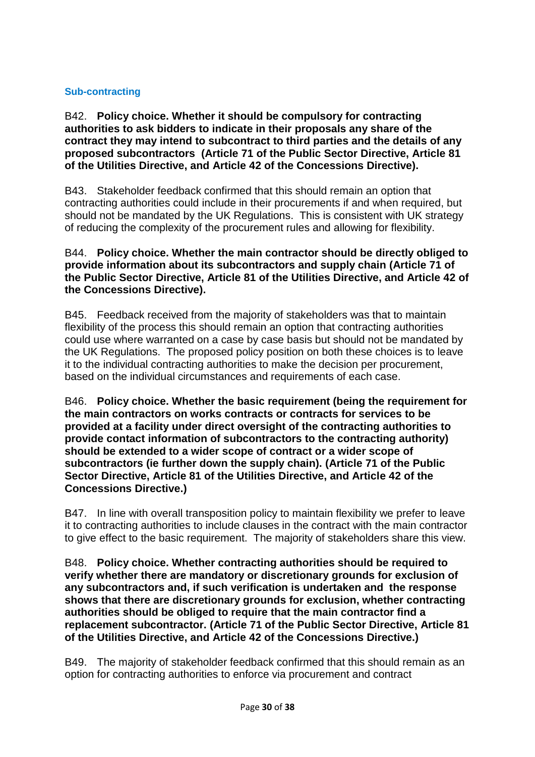### Sub-contracting

B42. **Policy choice. Whether it should be compulsory for contracting authorities to ask bidders to indicate in their proposals any share of the contract they may intend to subcontract to third parties and the details of any proposed subcontractors (Article 71 of the Public Sector Directive, Article 81 of the Utilities Directive, and Article 42 of the Concessions Directive).**

B43. Stakeholder feedback confirmed that this should remain an option that contracting authorities could include in their procurements if and when required, but should not be mandated by the UK Regulations. This is consistent with UK strategy of reducing the complexity of the procurement rules and allowing for flexibility.

B44. **Policy choice. Whether the main contractor should be directly obliged to provide information about its subcontractors and supply chain (Article 71 of the Public Sector Directive, Article 81 of the Utilities Directive, and Article 42 of the Concessions Directive).**

B45. Feedback received from the majority of stakeholders was that to maintain flexibility of the process this should remain an option that contracting authorities could use where warranted on a case by case basis but should not be mandated by the UK Regulations. The proposed policy position on both these choices is to leave it to the individual contracting authorities to make the decision per procurement, based on the individual circumstances and requirements of each case.

B46. **Policy choice. Whether the basic requirement (being the requirement for the main contractors on works contracts or contracts for services to be provided at a facility under direct oversight of the contracting authorities to provide contact information of subcontractors to the contracting authority) should be extended to a wider scope of contract or a wider scope of subcontractors (ie further down the supply chain). (Article 71 of the Public Sector Directive, Article 81 of the Utilities Directive, and Article 42 of the Concessions Directive.)**

B47. In line with overall transposition policy to maintain flexibility we prefer to leave it to contracting authorities to include clauses in the contract with the main contractor to give effect to the basic requirement. The majority of stakeholders share this view.

B48. **Policy choice. Whether contracting authorities should be required to verify whether there are mandatory or discretionary grounds for exclusion of any subcontractors and, if such verification is undertaken and the response shows that there are discretionary grounds for exclusion, whether contracting authorities should be obliged to require that the main contractor find a replacement subcontractor. (Article 71 of the Public Sector Directive, Article 81 of the Utilities Directive, and Article 42 of the Concessions Directive.)**

B49. The majority of stakeholder feedback confirmed that this should remain as an option for contracting authorities to enforce via procurement and contract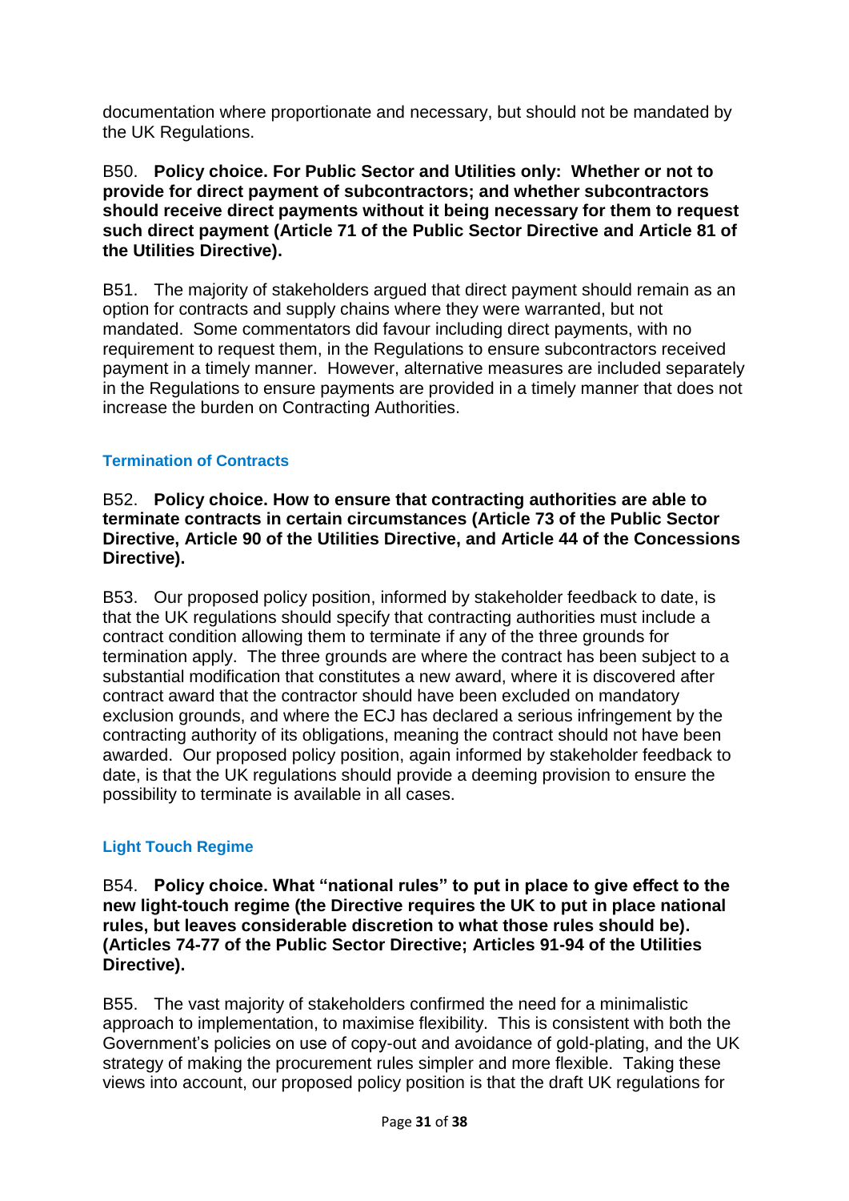documentation where proportionate and necessary, but should not be mandated by the UK Regulations.

B50. **Policy choice. For Public Sector and Utilities only: Whether or not to provide for direct payment of subcontractors; and whether subcontractors should receive direct payments without it being necessary for them to request such direct payment (Article 71 of the Public Sector Directive and Article 81 of the Utilities Directive).**

B51. The majority of stakeholders argued that direct payment should remain as an option for contracts and supply chains where they were warranted, but not mandated. Some commentators did favour including direct payments, with no requirement to request them, in the Regulations to ensure subcontractors received payment in a timely manner. However, alternative measures are included separately in the Regulations to ensure payments are provided in a timely manner that does not increase the burden on Contracting Authorities.

### Termination of Contracts

B52. **Policy choice. How to ensure that contracting authorities are able to terminate contracts in certain circumstances (Article 73 of the Public Sector Directive, Article 90 of the Utilities Directive, and Article 44 of the Concessions Directive).**

B53. Our proposed policy position, informed by stakeholder feedback to date, is that the UK regulations should specify that contracting authorities must include a contract condition allowing them to terminate if any of the three grounds for termination apply. The three grounds are where the contract has been subject to a substantial modification that constitutes a new award, where it is discovered after contract award that the contractor should have been excluded on mandatory exclusion grounds, and where the ECJ has declared a serious infringement by the contracting authority of its obligations, meaning the contract should not have been awarded. Our proposed policy position, again informed by stakeholder feedback to date, is that the UK regulations should provide a deeming provision to ensure the possibility to terminate is available in all cases.

### Light Touch Regime

B54. **Policy choice. What "national rules" to put in place to give effect to the new light-touch regime (the Directive requires the UK to put in place national rules, but leaves considerable discretion to what those rules should be). (Articles 74-77 of the Public Sector Directive; Articles 91-94 of the Utilities Directive).**

B55. The vast majority of stakeholders confirmed the need for a minimalistic approach to implementation, to maximise flexibility. This is consistent with both the Government's policies on use of copy-out and avoidance of gold-plating, and the UK strategy of making the procurement rules simpler and more flexible. Taking these views into account, our proposed policy position is that the draft UK regulations for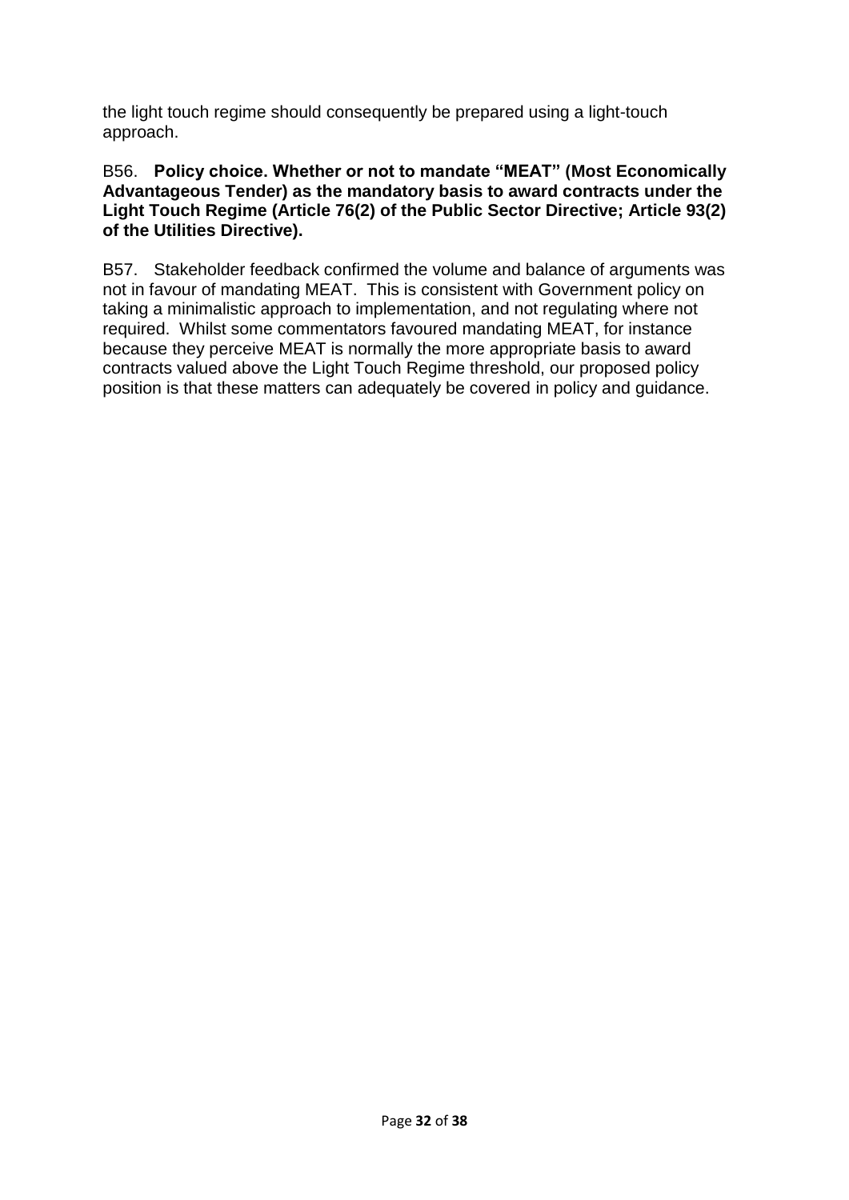the light touch regime should consequently be prepared using a light-touch approach.

B56. **Policy choice. Whether or not to mandate "MEAT" (Most Economically Advantageous Tender) as the mandatory basis to award contracts under the Light Touch Regime (Article 76(2) of the Public Sector Directive; Article 93(2) of the Utilities Directive).**

B57. Stakeholder feedback confirmed the volume and balance of arguments was not in favour of mandating MEAT. This is consistent with Government policy on taking a minimalistic approach to implementation, and not regulating where not required. Whilst some commentators favoured mandating MEAT, for instance because they perceive MEAT is normally the more appropriate basis to award contracts valued above the Light Touch Regime threshold, our proposed policy position is that these matters can adequately be covered in policy and guidance.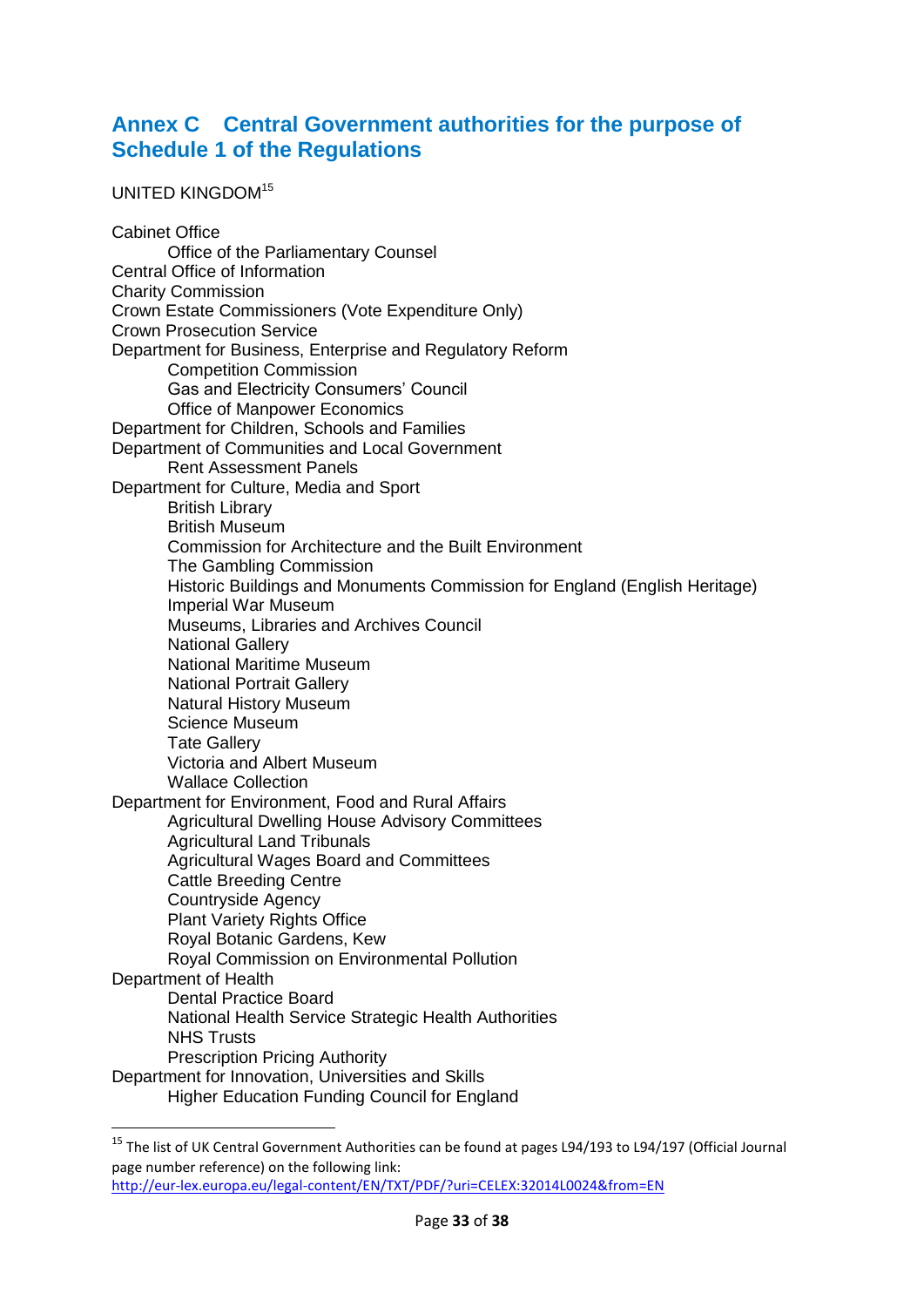## Annex C Central Government authorities for the purpose of Schedule 1 of the Regulations

UNITED KINGDOM[15]

- Cabinet Office
  - Office of the Parliamentary Counsel
- Central Office of Information
- Charity Commission
- Crown Estate Commissioners (Vote Expenditure Only)
- Crown Prosecution Service
- Department for Business, Enterprise and Regulatory Reform
  - Competition Commission
  - Gas and Electricity Consumers' Council
  - Office of Manpower Economics
- Department for Children, Schools and Families
- Department of Communities and Local Government
  - Rent Assessment Panels
- Department for Culture, Media and Sport
  - British Library
  - British Museum
  - Commission for Architecture and the Built Environment
  - The Gambling Commission
  - Historic Buildings and Monuments Commission for England (English Heritage)
  - Imperial War Museum
  - Museums, Libraries and Archives Council
  - National Gallery
  - National Maritime Museum
  - National Portrait Gallery
  - Natural History Museum
  - Science Museum
  - Tate Gallery
  - Victoria and Albert Museum
  - Wallace Collection
- Department for Environment, Food and Rural Affairs
  - Agricultural Dwelling House Advisory Committees
  - Agricultural Land Tribunals
  - Agricultural Wages Board and Committees
  - Cattle Breeding Centre
  - Countryside Agency
  - Plant Variety Rights Office
  - Royal Botanic Gardens, Kew
  - Royal Commission on Environmental Pollution
- Department of Health
  - Dental Practice Board
  - National Health Service Strategic Health Authorities
  - NHS Trusts
  - Prescription Pricing Authority
- Department for Innovation, Universities and Skills
  - Higher Education Funding Council for England

---

[15] The list of UK Central Government Authorities can be found at pages L94/193 to L94/197 (Official Journal page number reference) on the following link: http://eur-lex.europa.eu/legal-content/EN/TXT/PDF/?uri=CELEX:32014L0024&from=EN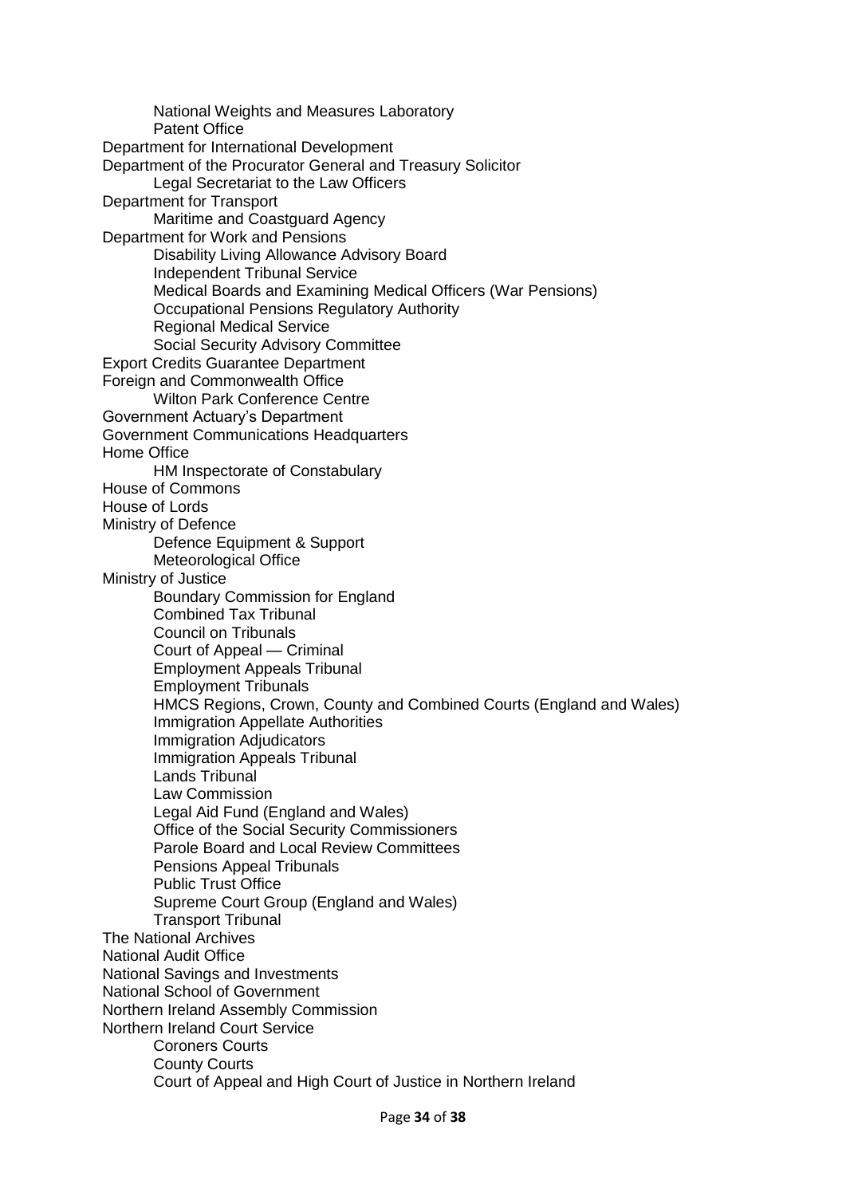- National Weights and Measures Laboratory
- Patent Office

Department for International Development

Department of the Procurator General and Treasury Solicitor

- Legal Secretariat to the Law Officers

Department for Transport

- Maritime and Coastguard Agency

Department for Work and Pensions

- Disability Living Allowance Advisory Board
- Independent Tribunal Service
- Medical Boards and Examining Medical Officers (War Pensions)
- Occupational Pensions Regulatory Authority
- Regional Medical Service
- Social Security Advisory Committee

Export Credits Guarantee Department

Foreign and Commonwealth Office

- Wilton Park Conference Centre

Government Actuary's Department

Government Communications Headquarters

Home Office

- HM Inspectorate of Constabulary

House of Commons

House of Lords

Ministry of Defence

- Defence Equipment & Support
- Meteorological Office

Ministry of Justice

- Boundary Commission for England
- Combined Tax Tribunal
- Council on Tribunals
- Court of Appeal — Criminal
- Employment Appeals Tribunal
- Employment Tribunals
- HMCS Regions, Crown, County and Combined Courts (England and Wales)
- Immigration Appellate Authorities
- Immigration Adjudicators
- Immigration Appeals Tribunal
- Lands Tribunal
- Law Commission
- Legal Aid Fund (England and Wales)
- Office of the Social Security Commissioners
- Parole Board and Local Review Committees
- Pensions Appeal Tribunals
- Public Trust Office
- Supreme Court Group (England and Wales)
- Transport Tribunal

The National Archives

National Audit Office

National Savings and Investments

National School of Government

Northern Ireland Assembly Commission

Northern Ireland Court Service

- Coroners Courts
- County Courts
- Court of Appeal and High Court of Justice in Northern Ireland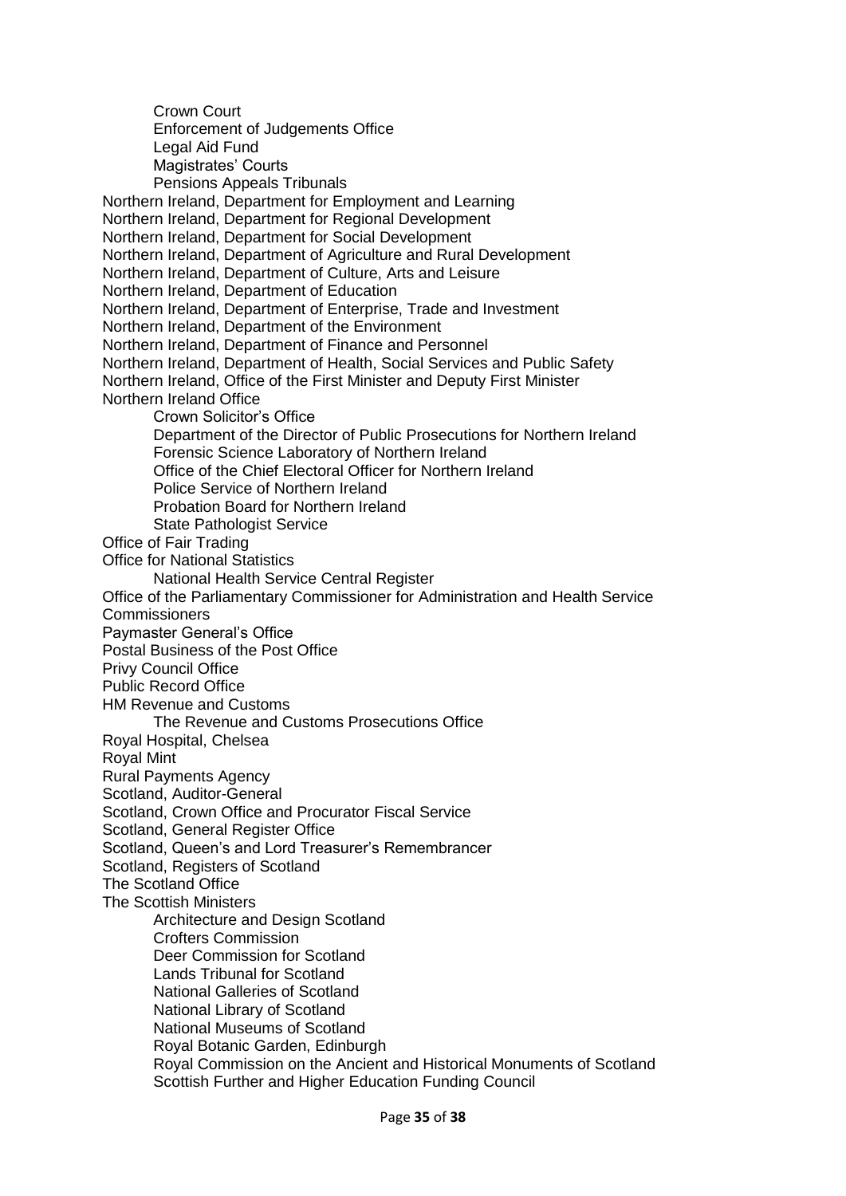- Crown Court
- Enforcement of Judgements Office
- Legal Aid Fund
- Magistrates' Courts
- Pensions Appeals Tribunals

Northern Ireland, Department for Employment and Learning
Northern Ireland, Department for Regional Development
Northern Ireland, Department for Social Development
Northern Ireland, Department of Agriculture and Rural Development
Northern Ireland, Department of Culture, Arts and Leisure
Northern Ireland, Department of Education
Northern Ireland, Department of Enterprise, Trade and Investment
Northern Ireland, Department of the Environment
Northern Ireland, Department of Finance and Personnel
Northern Ireland, Department of Health, Social Services and Public Safety
Northern Ireland, Office of the First Minister and Deputy First Minister
Northern Ireland Office

- Crown Solicitor's Office
- Department of the Director of Public Prosecutions for Northern Ireland
- Forensic Science Laboratory of Northern Ireland
- Office of the Chief Electoral Officer for Northern Ireland
- Police Service of Northern Ireland
- Probation Board for Northern Ireland
- State Pathologist Service

Office of Fair Trading
Office for National Statistics

- National Health Service Central Register

Office of the Parliamentary Commissioner for Administration and Health Service Commissioners
Paymaster General's Office
Postal Business of the Post Office
Privy Council Office
Public Record Office
HM Revenue and Customs

- The Revenue and Customs Prosecutions Office

Royal Hospital, Chelsea
Royal Mint
Rural Payments Agency
Scotland, Auditor-General
Scotland, Crown Office and Procurator Fiscal Service
Scotland, General Register Office
Scotland, Queen's and Lord Treasurer's Remembrancer
Scotland, Registers of Scotland
The Scotland Office
The Scottish Ministers

- Architecture and Design Scotland
- Crofters Commission
- Deer Commission for Scotland
- Lands Tribunal for Scotland
- National Galleries of Scotland
- National Library of Scotland
- National Museums of Scotland
- Royal Botanic Garden, Edinburgh
- Royal Commission on the Ancient and Historical Monuments of Scotland
- Scottish Further and Higher Education Funding Council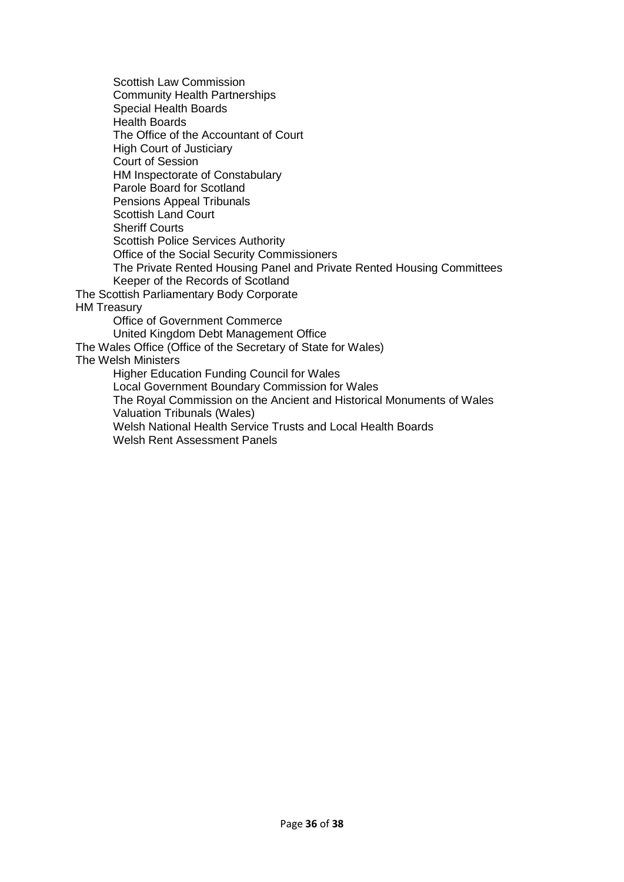- Scottish Law Commission
  - Community Health Partnerships
  - Special Health Boards
  - Health Boards
  - The Office of the Accountant of Court
  - High Court of Justiciary
  - Court of Session
  - HM Inspectorate of Constabulary
  - Parole Board for Scotland
  - Pensions Appeal Tribunals
  - Scottish Land Court
  - Sheriff Courts
  - Scottish Police Services Authority
  - Office of the Social Security Commissioners
  - The Private Rented Housing Panel and Private Rented Housing Committees
  - Keeper of the Records of Scotland
- The Scottish Parliamentary Body Corporate
- HM Treasury
  - Office of Government Commerce
  - United Kingdom Debt Management Office
- The Wales Office (Office of the Secretary of State for Wales)
- The Welsh Ministers
  - Higher Education Funding Council for Wales
  - Local Government Boundary Commission for Wales
  - The Royal Commission on the Ancient and Historical Monuments of Wales
  - Valuation Tribunals (Wales)
  - Welsh National Health Service Trusts and Local Health Boards
  - Welsh Rent Assessment Panels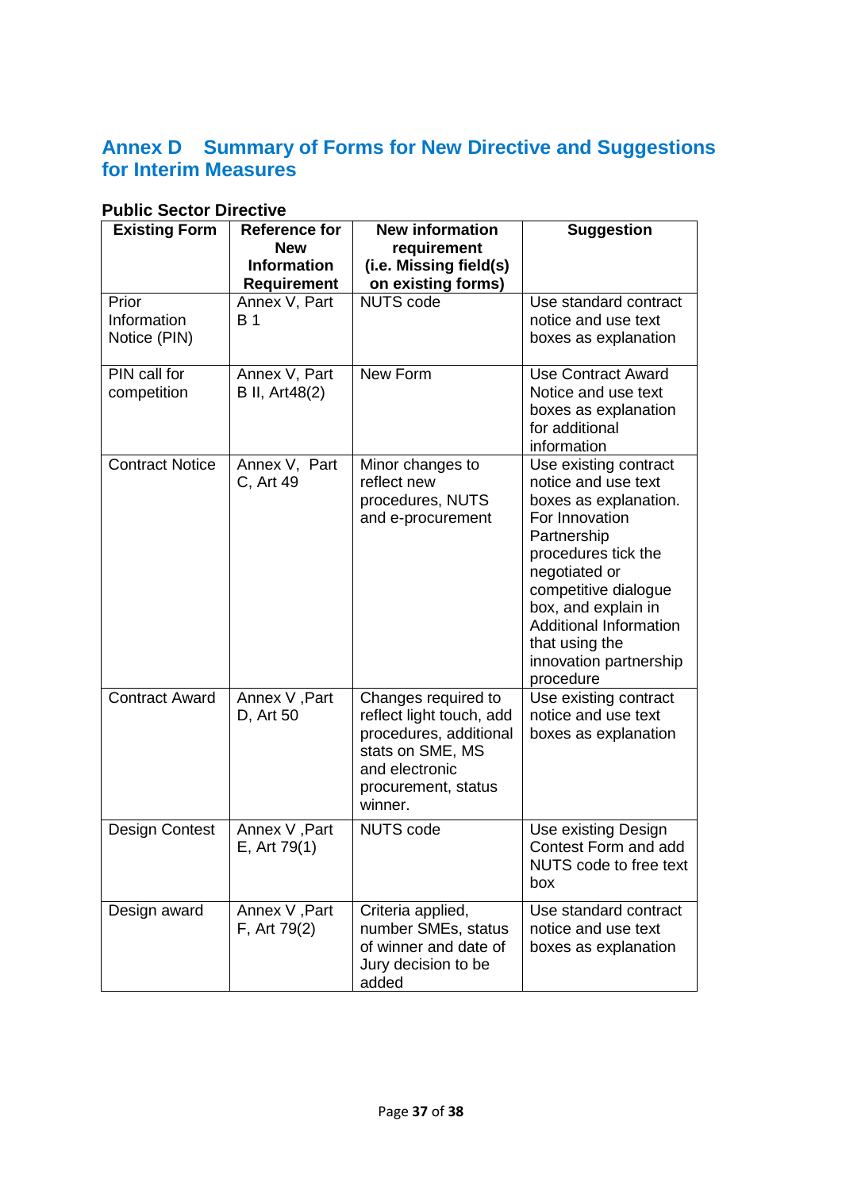# Annex D Summary of Forms for New Directive and Suggestions for Interim Measures

**Public Sector Directive**

| Existing Form | Reference for New Information Requirement | New information requirement (i.e. Missing field(s) on existing forms) | Suggestion |
|---|---|---|---|
| Prior Information Notice (PIN) | Annex V, Part B 1 | NUTS code | Use standard contract notice and use text boxes as explanation |
| PIN call for competition | Annex V, Part B II, Art48(2) | New Form | Use Contract Award Notice and use text boxes as explanation for additional information |
| Contract Notice | Annex V, Part C, Art 49 | Minor changes to reflect new procedures, NUTS and e-procurement | Use existing contract notice and use text boxes as explanation. For Innovation Partnership procedures tick the negotiated or competitive dialogue box, and explain in Additional Information that using the innovation partnership procedure |
| Contract Award | Annex V ,Part D, Art 50 | Changes required to reflect light touch, add procedures, additional stats on SME, MS and electronic procurement, status winner. | Use existing contract notice and use text boxes as explanation |
| Design Contest | Annex V ,Part E, Art 79(1) | NUTS code | Use existing Design Contest Form and add NUTS code to free text box |
| Design award | Annex V ,Part F, Art 79(2) | Criteria applied, number SMEs, status of winner and date of Jury decision to be added | Use standard contract notice and use text boxes as explanation |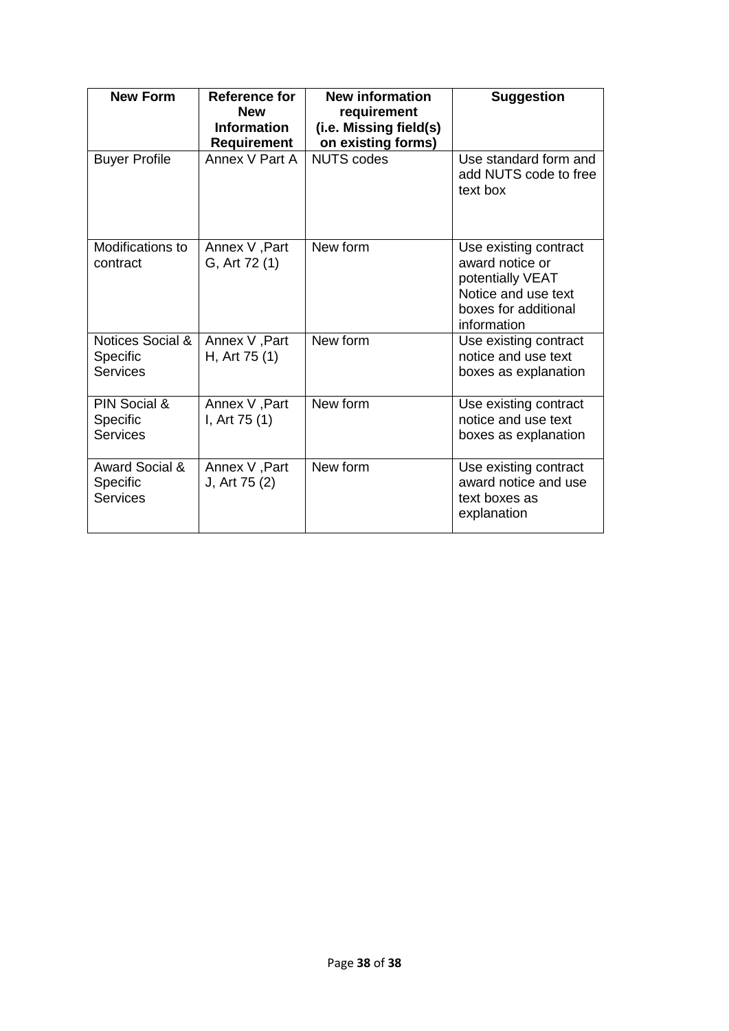| New Form | Reference for New Information Requirement | New information requirement (i.e. Missing field(s) on existing forms) | Suggestion |
|---|---|---|---|
| Buyer Profile | Annex V Part A | NUTS codes | Use standard form and add NUTS code to free text box |
| Modifications to contract | Annex V ,Part G, Art 72 (1) | New form | Use existing contract award notice or potentially VEAT Notice and use text boxes for additional information |
| Notices Social & Specific Services | Annex V ,Part H, Art 75 (1) | New form | Use existing contract notice and use text boxes as explanation |
| PIN Social & Specific Services | Annex V ,Part I, Art 75 (1) | New form | Use existing contract notice and use text boxes as explanation |
| Award Social & Specific Services | Annex V ,Part J, Art 75 (2) | New form | Use existing contract award notice and use text boxes as explanation |